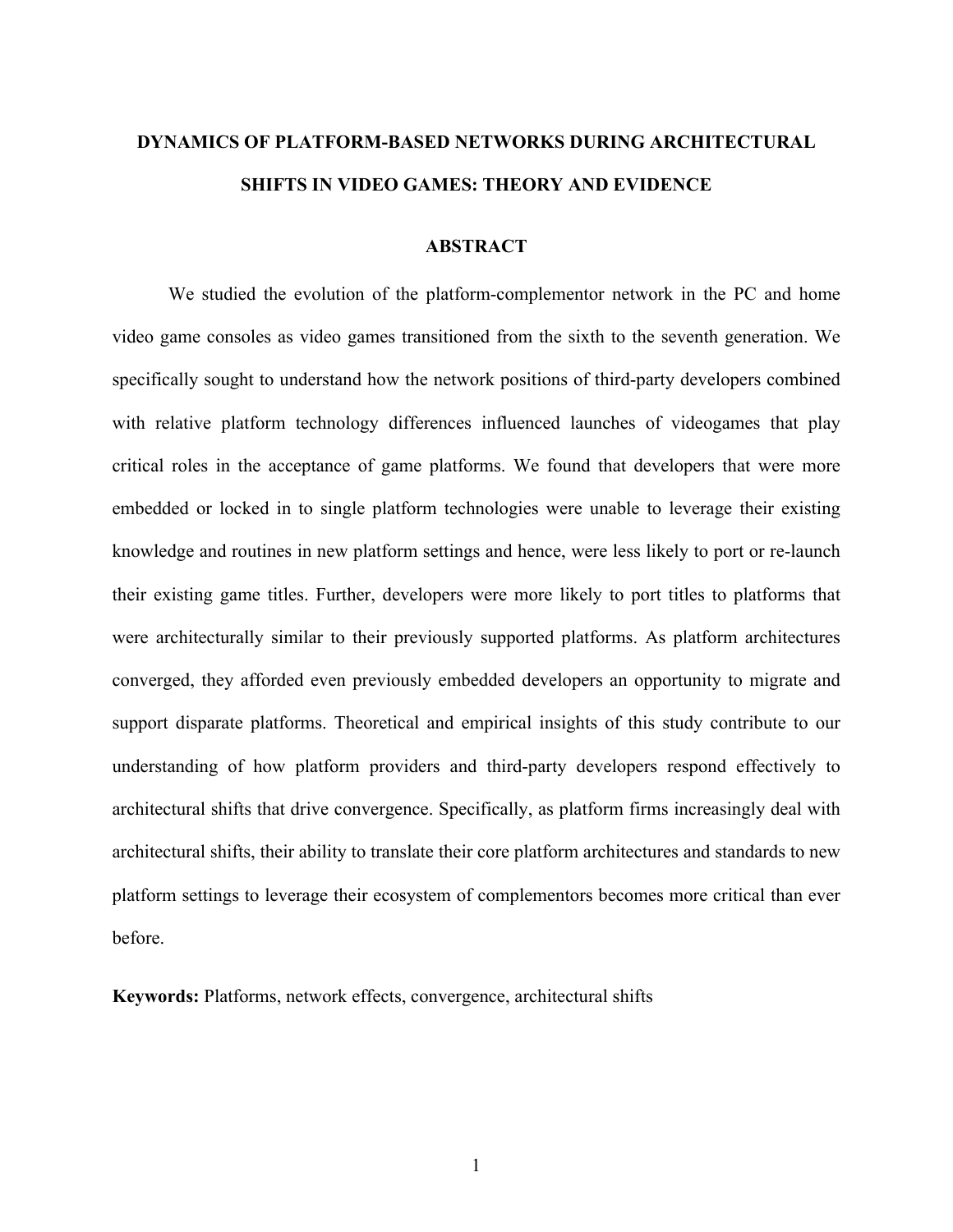# DYNAMICS OF PLATFORM-BASED NETWORKS DURING ARCHITECTURAL SHIFTS IN VIDEO GAMES: THEORY AND EVIDENCE

## ABSTRACT

We studied the evolution of the platform-complementor network in the PC and home video game consoles as video games transitioned from the sixth to the seventh generation. We specifically sought to understand how the network positions of third-party developers combined with relative platform technology differences influenced launches of videogames that play critical roles in the acceptance of game platforms. We found that developers that were more embedded or locked in to single platform technologies were unable to leverage their existing knowledge and routines in new platform settings and hence, were less likely to port or re-launch their existing game titles. Further, developers were more likely to port titles to platforms that were architecturally similar to their previously supported platforms. As platform architectures converged, they afforded even previously embedded developers an opportunity to migrate and support disparate platforms. Theoretical and empirical insights of this study contribute to our understanding of how platform providers and third-party developers respond effectively to architectural shifts that drive convergence. Specifically, as platform firms increasingly deal with architectural shifts, their ability to translate their core platform architectures and standards to new platform settings to leverage their ecosystem of complementors becomes more critical than ever before.

**Keywords:** Platforms, network effects, convergence, architectural shifts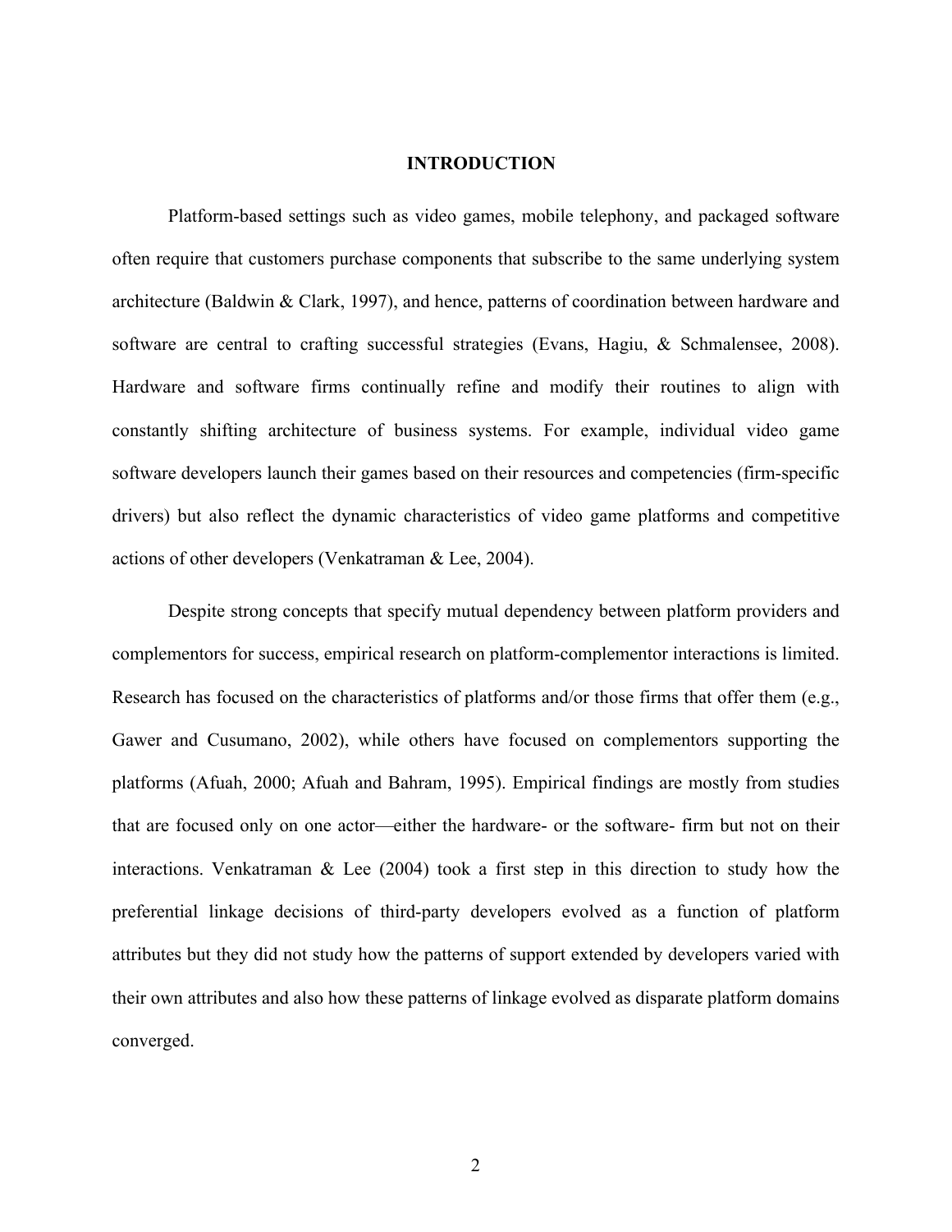# INTRODUCTION

Platform-based settings such as video games, mobile telephony, and packaged software often require that customers purchase components that subscribe to the same underlying system architecture (Baldwin & Clark, 1997), and hence, patterns of coordination between hardware and software are central to crafting successful strategies (Evans, Hagiu, & Schmalensee, 2008). Hardware and software firms continually refine and modify their routines to align with constantly shifting architecture of business systems. For example, individual video game software developers launch their games based on their resources and competencies (firm-specific drivers) but also reflect the dynamic characteristics of video game platforms and competitive actions of other developers (Venkatraman & Lee, 2004).

Despite strong concepts that specify mutual dependency between platform providers and complementors for success, empirical research on platform-complementor interactions is limited. Research has focused on the characteristics of platforms and/or those firms that offer them (e.g., Gawer and Cusumano, 2002), while others have focused on complementors supporting the platforms (Afuah, 2000; Afuah and Bahram, 1995). Empirical findings are mostly from studies that are focused only on one actor—either the hardware- or the software- firm but not on their interactions. Venkatraman & Lee (2004) took a first step in this direction to study how the preferential linkage decisions of third-party developers evolved as a function of platform attributes but they did not study how the patterns of support extended by developers varied with their own attributes and also how these patterns of linkage evolved as disparate platform domains converged.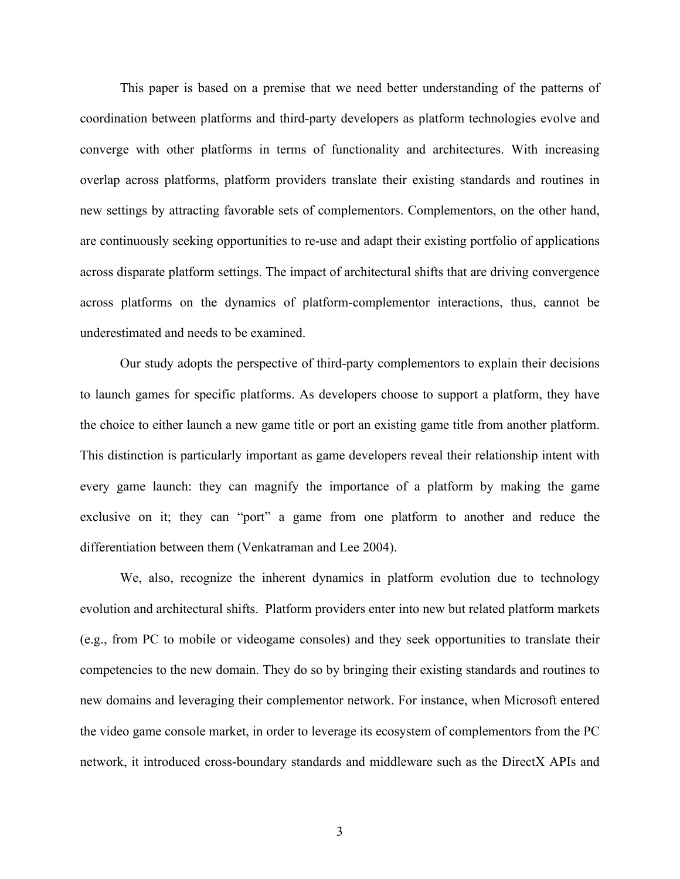This paper is based on a premise that we need better understanding of the patterns of coordination between platforms and third-party developers as platform technologies evolve and converge with other platforms in terms of functionality and architectures. With increasing overlap across platforms, platform providers translate their existing standards and routines in new settings by attracting favorable sets of complementors. Complementors, on the other hand, are continuously seeking opportunities to re-use and adapt their existing portfolio of applications across disparate platform settings. The impact of architectural shifts that are driving convergence across platforms on the dynamics of platform-complementor interactions, thus, cannot be underestimated and needs to be examined.

Our study adopts the perspective of third-party complementors to explain their decisions to launch games for specific platforms. As developers choose to support a platform, they have the choice to either launch a new game title or port an existing game title from another platform. This distinction is particularly important as game developers reveal their relationship intent with every game launch: they can magnify the importance of a platform by making the game exclusive on it; they can "port" a game from one platform to another and reduce the differentiation between them (Venkatraman and Lee 2004).

We, also, recognize the inherent dynamics in platform evolution due to technology evolution and architectural shifts. Platform providers enter into new but related platform markets (e.g., from PC to mobile or videogame consoles) and they seek opportunities to translate their competencies to the new domain. They do so by bringing their existing standards and routines to new domains and leveraging their complementor network. For instance, when Microsoft entered the video game console market, in order to leverage its ecosystem of complementors from the PC network, it introduced cross-boundary standards and middleware such as the DirectX APIs and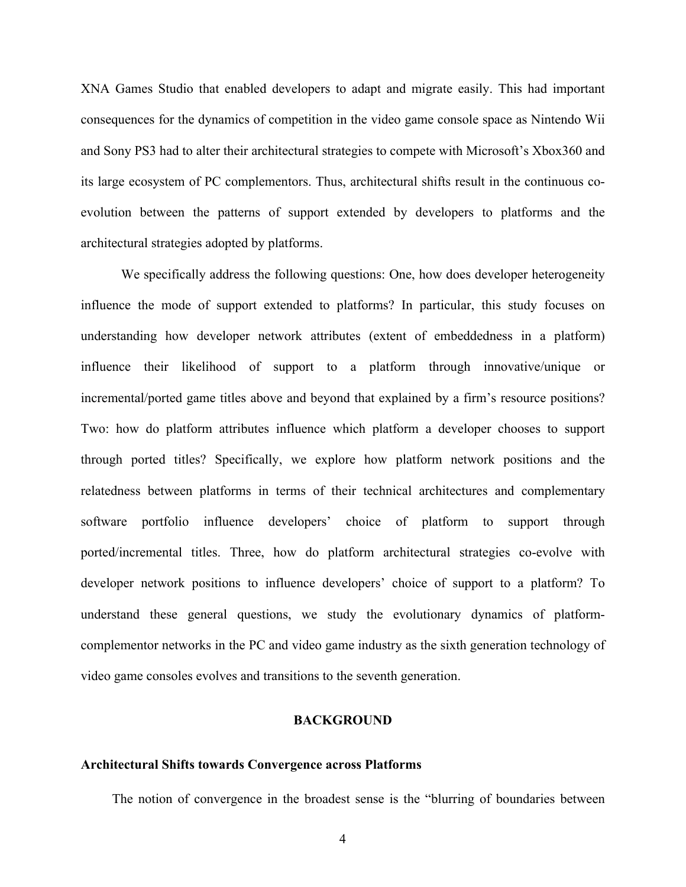XNA Games Studio that enabled developers to adapt and migrate easily. This had important consequences for the dynamics of competition in the video game console space as Nintendo Wii and Sony PS3 had to alter their architectural strategies to compete with Microsoft's Xbox360 and its large ecosystem of PC complementors. Thus, architectural shifts result in the continuous co-evolution between the patterns of support extended by developers to platforms and the architectural strategies adopted by platforms.

We specifically address the following questions: One, how does developer heterogeneity influence the mode of support extended to platforms? In particular, this study focuses on understanding how developer network attributes (extent of embeddedness in a platform) influence their likelihood of support to a platform through innovative/unique or incremental/ported game titles above and beyond that explained by a firm's resource positions? Two: how do platform attributes influence which platform a developer chooses to support through ported titles? Specifically, we explore how platform network positions and the relatedness between platforms in terms of their technical architectures and complementary software portfolio influence developers' choice of platform to support through ported/incremental titles. Three, how do platform architectural strategies co-evolve with developer network positions to influence developers' choice of support to a platform? To understand these general questions, we study the evolutionary dynamics of platform-complementor networks in the PC and video game industry as the sixth generation technology of video game consoles evolves and transitions to the seventh generation.

## BACKGROUND

### Architectural Shifts towards Convergence across Platforms

The notion of convergence in the broadest sense is the "blurring of boundaries between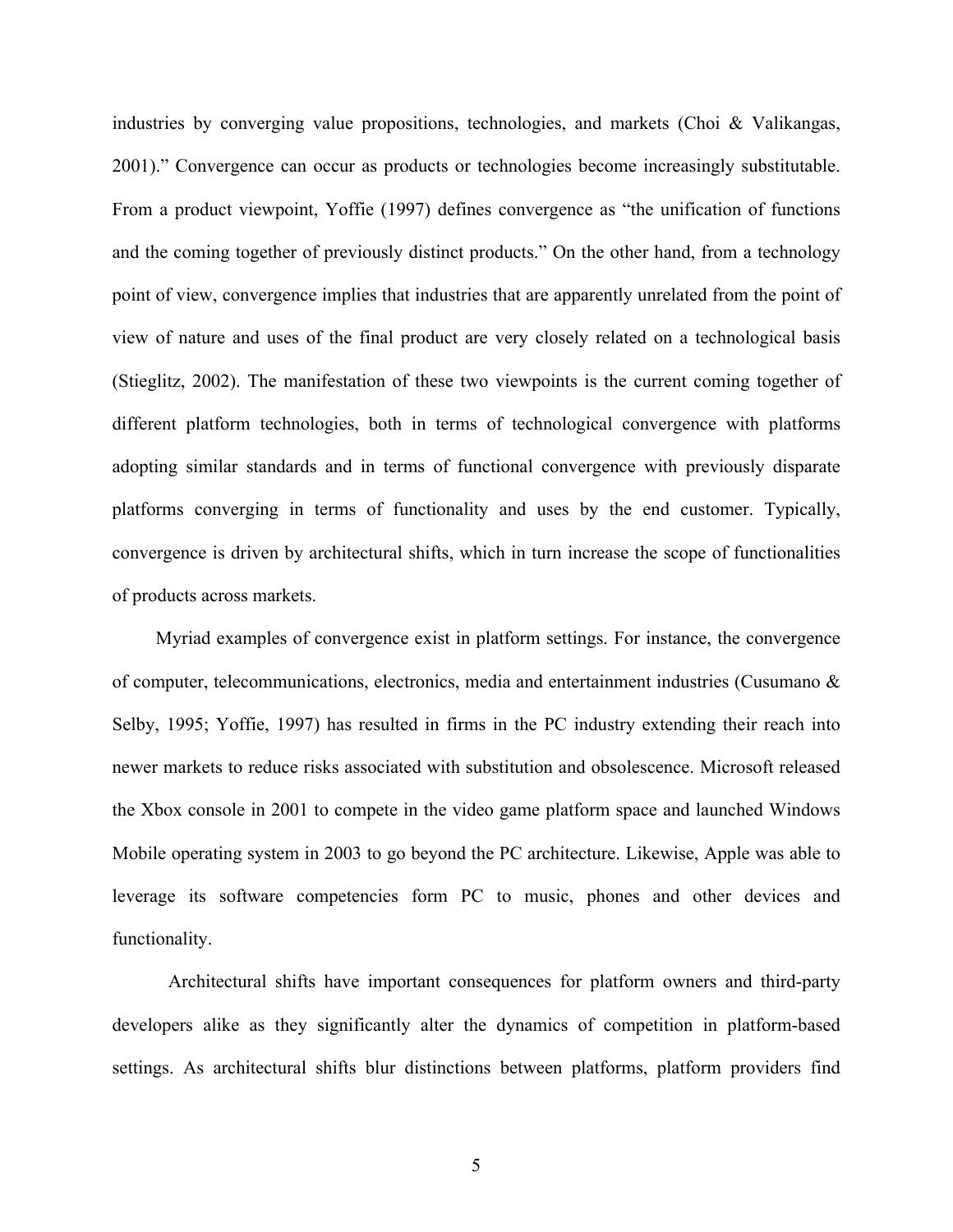industries by converging value propositions, technologies, and markets (Choi & Valikangas, 2001)." Convergence can occur as products or technologies become increasingly substitutable. From a product viewpoint, Yoffie (1997) defines convergence as "the unification of functions and the coming together of previously distinct products." On the other hand, from a technology point of view, convergence implies that industries that are apparently unrelated from the point of view of nature and uses of the final product are very closely related on a technological basis (Stieglitz, 2002). The manifestation of these two viewpoints is the current coming together of different platform technologies, both in terms of technological convergence with platforms adopting similar standards and in terms of functional convergence with previously disparate platforms converging in terms of functionality and uses by the end customer. Typically, convergence is driven by architectural shifts, which in turn increase the scope of functionalities of products across markets.

Myriad examples of convergence exist in platform settings. For instance, the convergence of computer, telecommunications, electronics, media and entertainment industries (Cusumano & Selby, 1995; Yoffie, 1997) has resulted in firms in the PC industry extending their reach into newer markets to reduce risks associated with substitution and obsolescence. Microsoft released the Xbox console in 2001 to compete in the video game platform space and launched Windows Mobile operating system in 2003 to go beyond the PC architecture. Likewise, Apple was able to leverage its software competencies form PC to music, phones and other devices and functionality.

Architectural shifts have important consequences for platform owners and third-party developers alike as they significantly alter the dynamics of competition in platform-based settings. As architectural shifts blur distinctions between platforms, platform providers find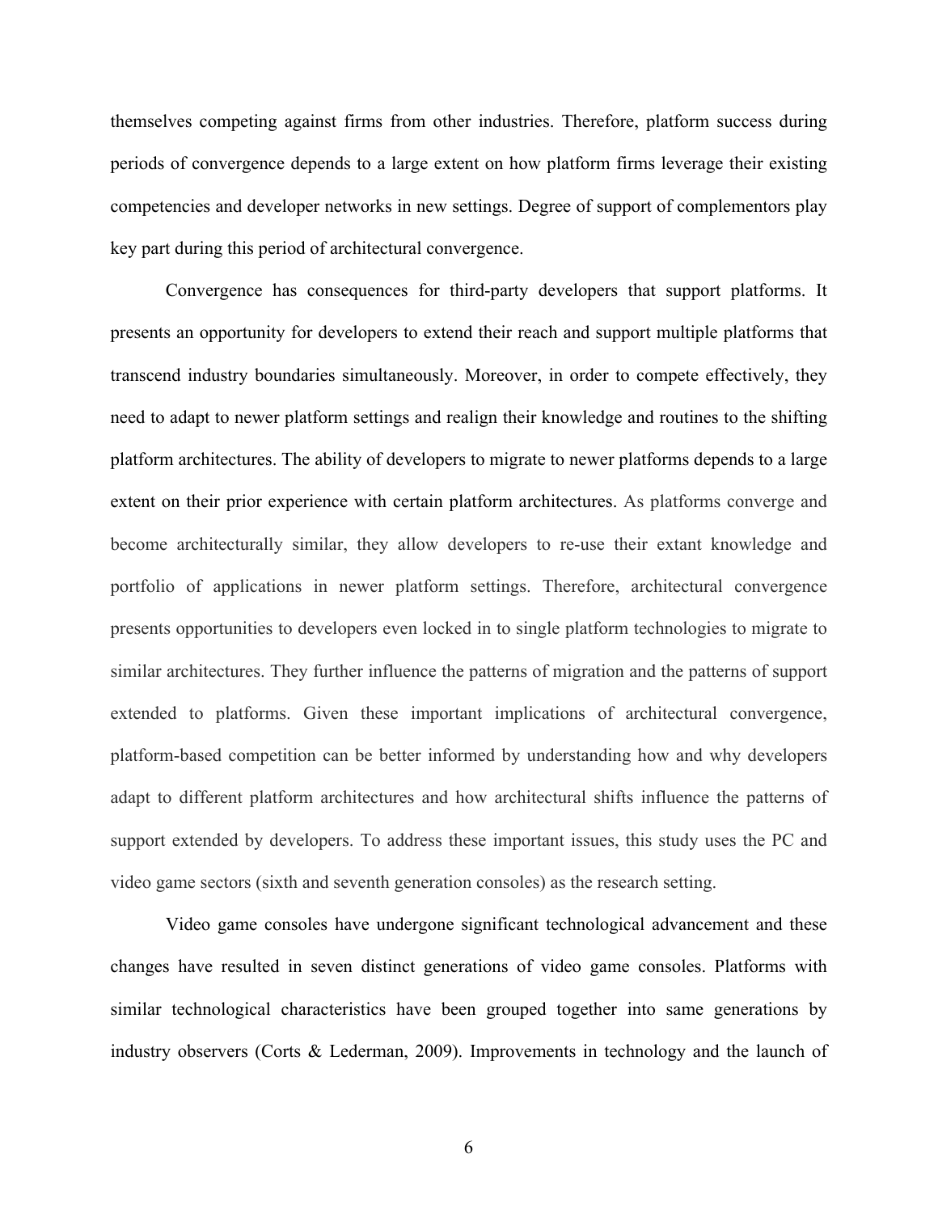themselves competing against firms from other industries. Therefore, platform success during periods of convergence depends to a large extent on how platform firms leverage their existing competencies and developer networks in new settings. Degree of support of complementors play key part during this period of architectural convergence.

Convergence has consequences for third-party developers that support platforms. It presents an opportunity for developers to extend their reach and support multiple platforms that transcend industry boundaries simultaneously. Moreover, in order to compete effectively, they need to adapt to newer platform settings and realign their knowledge and routines to the shifting platform architectures. The ability of developers to migrate to newer platforms depends to a large extent on their prior experience with certain platform architectures. As platforms converge and become architecturally similar, they allow developers to re-use their extant knowledge and portfolio of applications in newer platform settings. Therefore, architectural convergence presents opportunities to developers even locked in to single platform technologies to migrate to similar architectures. They further influence the patterns of migration and the patterns of support extended to platforms. Given these important implications of architectural convergence, platform-based competition can be better informed by understanding how and why developers adapt to different platform architectures and how architectural shifts influence the patterns of support extended by developers. To address these important issues, this study uses the PC and video game sectors (sixth and seventh generation consoles) as the research setting.

Video game consoles have undergone significant technological advancement and these changes have resulted in seven distinct generations of video game consoles. Platforms with similar technological characteristics have been grouped together into same generations by industry observers (Corts & Lederman, 2009). Improvements in technology and the launch of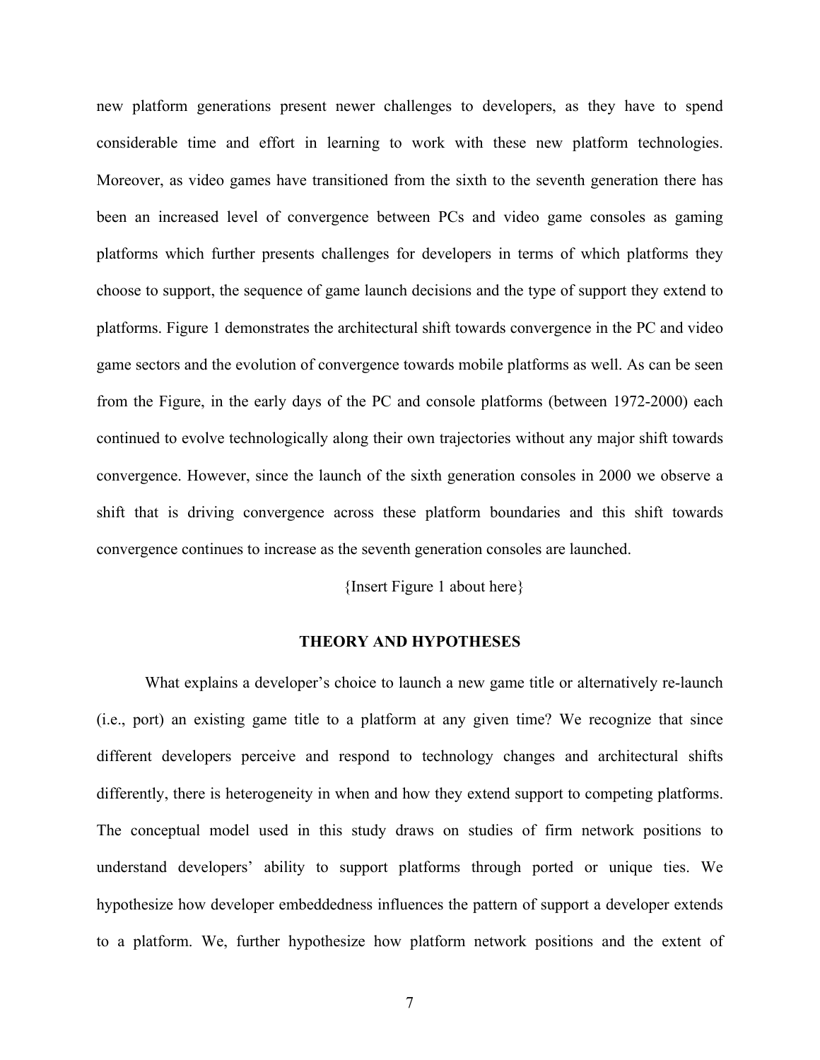new platform generations present newer challenges to developers, as they have to spend considerable time and effort in learning to work with these new platform technologies. Moreover, as video games have transitioned from the sixth to the seventh generation there has been an increased level of convergence between PCs and video game consoles as gaming platforms which further presents challenges for developers in terms of which platforms they choose to support, the sequence of game launch decisions and the type of support they extend to platforms. Figure 1 demonstrates the architectural shift towards convergence in the PC and video game sectors and the evolution of convergence towards mobile platforms as well. As can be seen from the Figure, in the early days of the PC and console platforms (between 1972-2000) each continued to evolve technologically along their own trajectories without any major shift towards convergence. However, since the launch of the sixth generation consoles in 2000 we observe a shift that is driving convergence across these platform boundaries and this shift towards convergence continues to increase as the seventh generation consoles are launched.

{Insert Figure 1 about here}

## THEORY AND HYPOTHESES

What explains a developer's choice to launch a new game title or alternatively re-launch (i.e., port) an existing game title to a platform at any given time? We recognize that since different developers perceive and respond to technology changes and architectural shifts differently, there is heterogeneity in when and how they extend support to competing platforms. The conceptual model used in this study draws on studies of firm network positions to understand developers' ability to support platforms through ported or unique ties. We hypothesize how developer embeddedness influences the pattern of support a developer extends to a platform. We, further hypothesize how platform network positions and the extent of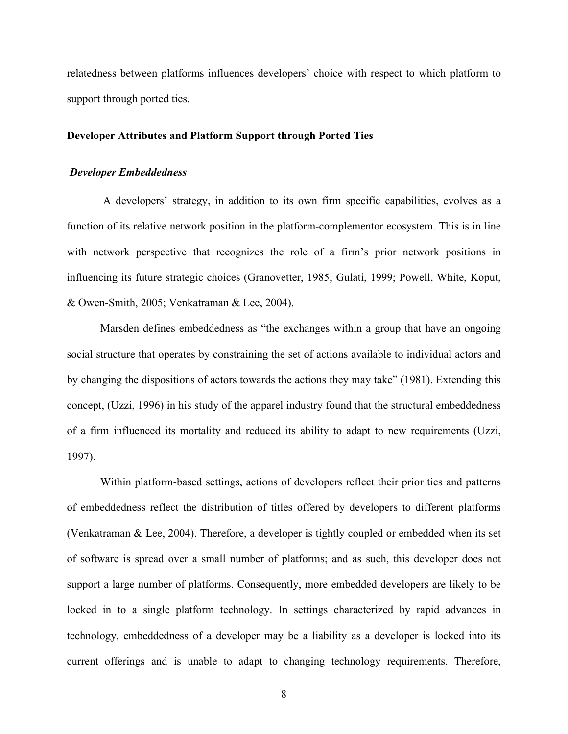relatedness between platforms influences developers' choice with respect to which platform to support through ported ties.

## Developer Attributes and Platform Support through Ported Ties

### *Developer Embeddedness*

A developers' strategy, in addition to its own firm specific capabilities, evolves as a function of its relative network position in the platform-complementor ecosystem. This is in line with network perspective that recognizes the role of a firm's prior network positions in influencing its future strategic choices (Granovetter, 1985; Gulati, 1999; Powell, White, Koput, & Owen-Smith, 2005; Venkatraman & Lee, 2004).

Marsden defines embeddedness as "the exchanges within a group that have an ongoing social structure that operates by constraining the set of actions available to individual actors and by changing the dispositions of actors towards the actions they may take" (1981). Extending this concept, (Uzzi, 1996) in his study of the apparel industry found that the structural embeddedness of a firm influenced its mortality and reduced its ability to adapt to new requirements (Uzzi, 1997).

Within platform-based settings, actions of developers reflect their prior ties and patterns of embeddedness reflect the distribution of titles offered by developers to different platforms (Venkatraman & Lee, 2004). Therefore, a developer is tightly coupled or embedded when its set of software is spread over a small number of platforms; and as such, this developer does not support a large number of platforms. Consequently, more embedded developers are likely to be locked in to a single platform technology. In settings characterized by rapid advances in technology, embeddedness of a developer may be a liability as a developer is locked into its current offerings and is unable to adapt to changing technology requirements. Therefore,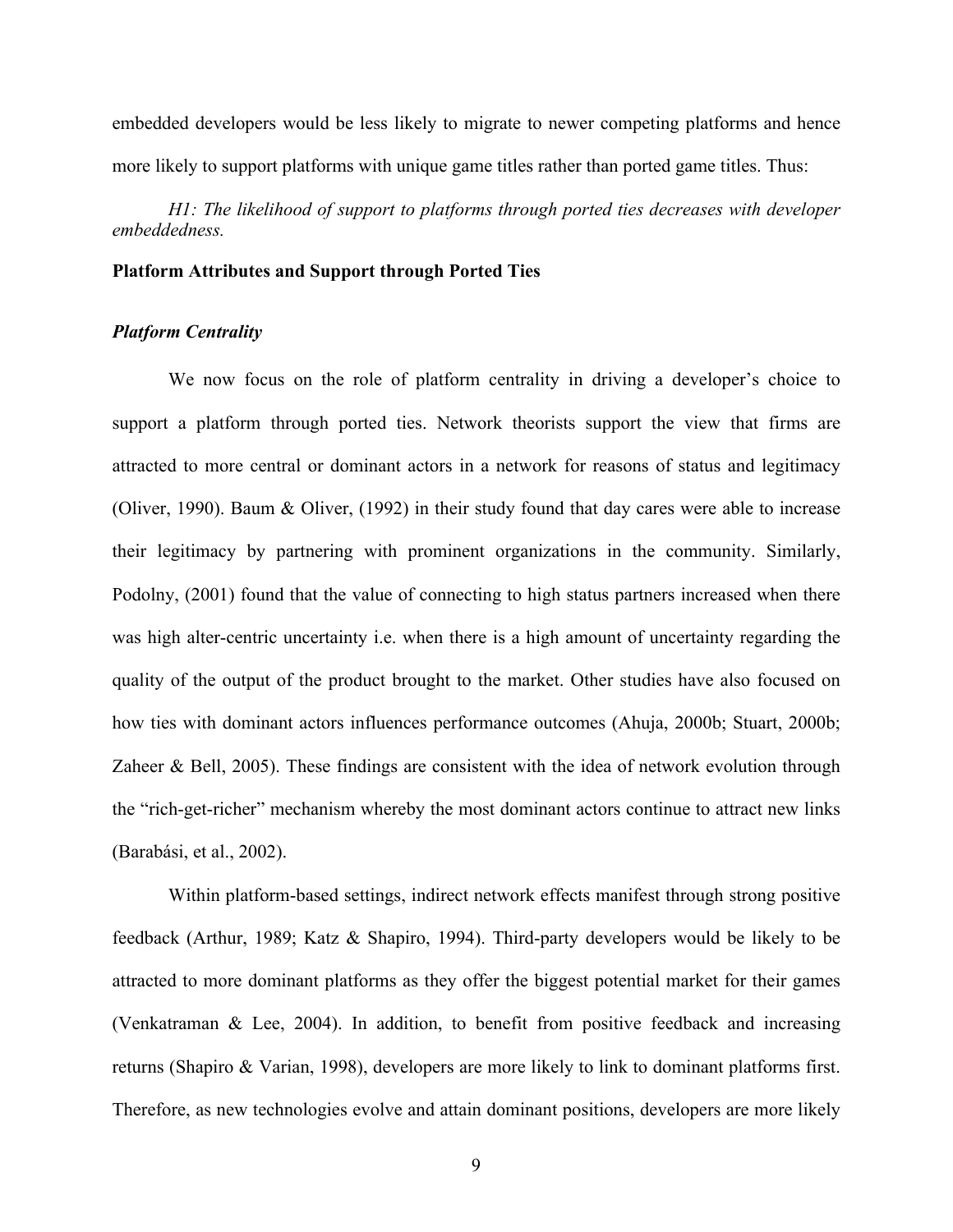embedded developers would be less likely to migrate to newer competing platforms and hence more likely to support platforms with unique game titles rather than ported game titles. Thus:

*H1: The likelihood of support to platforms through ported ties decreases with developer embeddedness.*

**Platform Attributes and Support through Ported Ties**

***Platform Centrality***

We now focus on the role of platform centrality in driving a developer's choice to support a platform through ported ties. Network theorists support the view that firms are attracted to more central or dominant actors in a network for reasons of status and legitimacy (Oliver, 1990). Baum & Oliver, (1992) in their study found that day cares were able to increase their legitimacy by partnering with prominent organizations in the community. Similarly, Podolny, (2001) found that the value of connecting to high status partners increased when there was high alter-centric uncertainty i.e. when there is a high amount of uncertainty regarding the quality of the output of the product brought to the market. Other studies have also focused on how ties with dominant actors influences performance outcomes (Ahuja, 2000b; Stuart, 2000b; Zaheer & Bell, 2005). These findings are consistent with the idea of network evolution through the "rich-get-richer" mechanism whereby the most dominant actors continue to attract new links (Barabási, et al., 2002).

Within platform-based settings, indirect network effects manifest through strong positive feedback (Arthur, 1989; Katz & Shapiro, 1994). Third-party developers would be likely to be attracted to more dominant platforms as they offer the biggest potential market for their games (Venkatraman & Lee, 2004). In addition, to benefit from positive feedback and increasing returns (Shapiro & Varian, 1998), developers are more likely to link to dominant platforms first. Therefore, as new technologies evolve and attain dominant positions, developers are more likely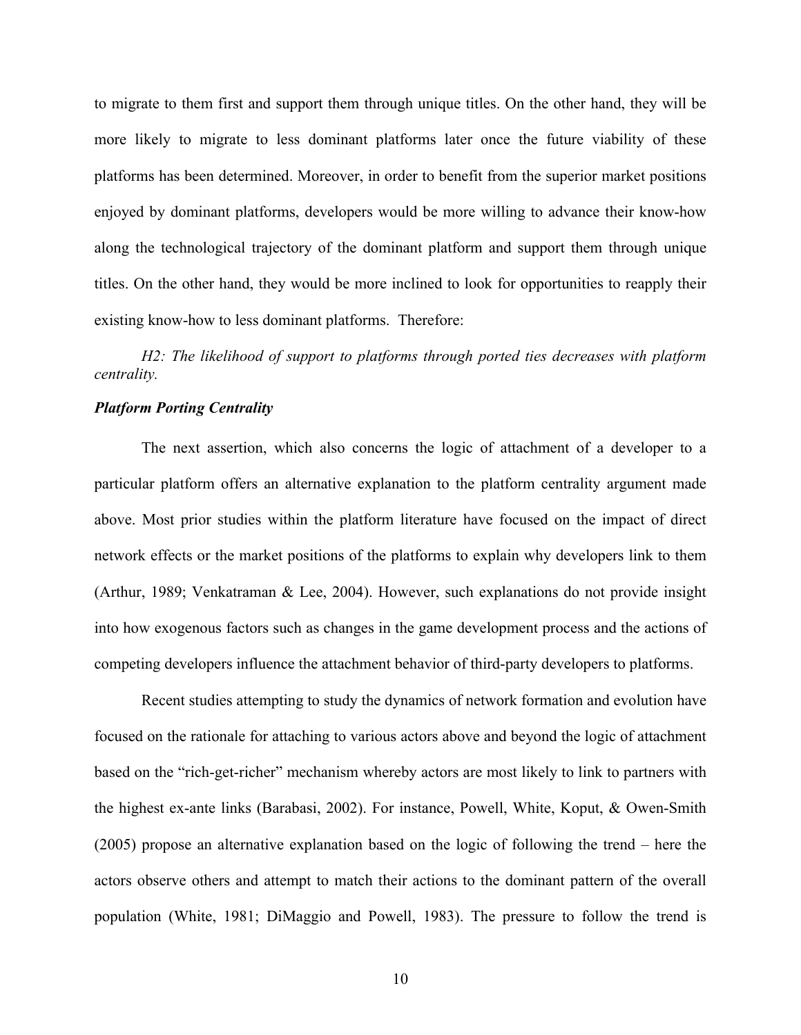to migrate to them first and support them through unique titles. On the other hand, they will be more likely to migrate to less dominant platforms later once the future viability of these platforms has been determined. Moreover, in order to benefit from the superior market positions enjoyed by dominant platforms, developers would be more willing to advance their know-how along the technological trajectory of the dominant platform and support them through unique titles. On the other hand, they would be more inclined to look for opportunities to reapply their existing know-how to less dominant platforms. Therefore:

*H2: The likelihood of support to platforms through ported ties decreases with platform centrality.*

***Platform Porting Centrality***

The next assertion, which also concerns the logic of attachment of a developer to a particular platform offers an alternative explanation to the platform centrality argument made above. Most prior studies within the platform literature have focused on the impact of direct network effects or the market positions of the platforms to explain why developers link to them (Arthur, 1989; Venkatraman & Lee, 2004). However, such explanations do not provide insight into how exogenous factors such as changes in the game development process and the actions of competing developers influence the attachment behavior of third-party developers to platforms.

Recent studies attempting to study the dynamics of network formation and evolution have focused on the rationale for attaching to various actors above and beyond the logic of attachment based on the "rich-get-richer" mechanism whereby actors are most likely to link to partners with the highest ex-ante links (Barabasi, 2002). For instance, Powell, White, Koput, & Owen-Smith (2005) propose an alternative explanation based on the logic of following the trend – here the actors observe others and attempt to match their actions to the dominant pattern of the overall population (White, 1981; DiMaggio and Powell, 1983). The pressure to follow the trend is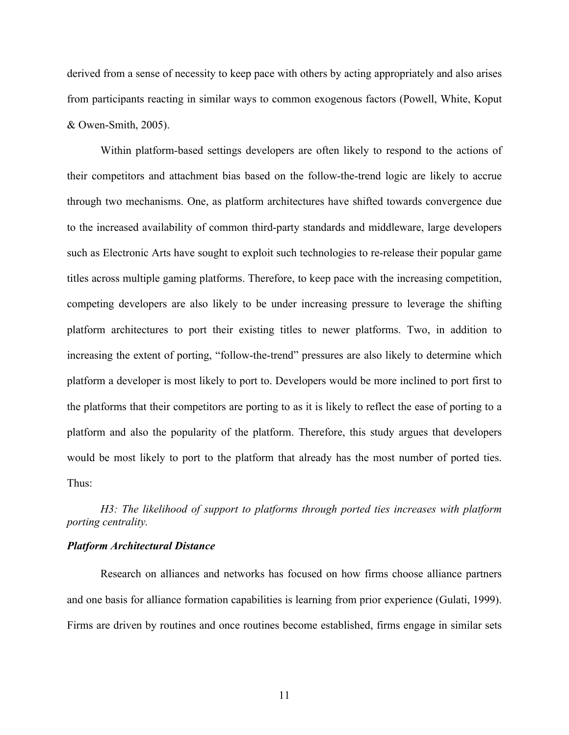derived from a sense of necessity to keep pace with others by acting appropriately and also arises from participants reacting in similar ways to common exogenous factors (Powell, White, Koput & Owen-Smith, 2005).

Within platform-based settings developers are often likely to respond to the actions of their competitors and attachment bias based on the follow-the-trend logic are likely to accrue through two mechanisms. One, as platform architectures have shifted towards convergence due to the increased availability of common third-party standards and middleware, large developers such as Electronic Arts have sought to exploit such technologies to re-release their popular game titles across multiple gaming platforms. Therefore, to keep pace with the increasing competition, competing developers are also likely to be under increasing pressure to leverage the shifting platform architectures to port their existing titles to newer platforms. Two, in addition to increasing the extent of porting, "follow-the-trend" pressures are also likely to determine which platform a developer is most likely to port to. Developers would be more inclined to port first to the platforms that their competitors are porting to as it is likely to reflect the ease of porting to a platform and also the popularity of the platform. Therefore, this study argues that developers would be most likely to port to the platform that already has the most number of ported ties. Thus:

*H3: The likelihood of support to platforms through ported ties increases with platform porting centrality.*

***Platform Architectural Distance***

Research on alliances and networks has focused on how firms choose alliance partners and one basis for alliance formation capabilities is learning from prior experience (Gulati, 1999). Firms are driven by routines and once routines become established, firms engage in similar sets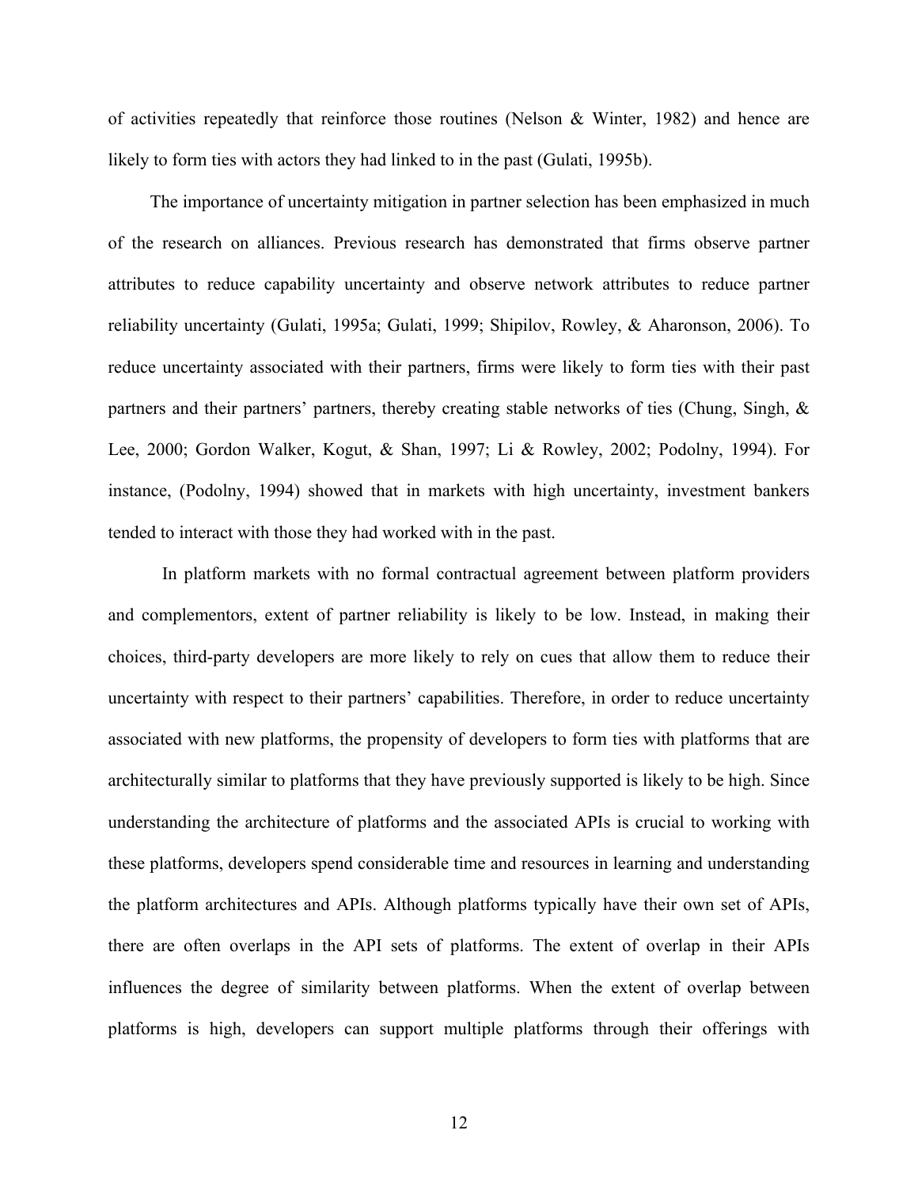of activities repeatedly that reinforce those routines (Nelson & Winter, 1982) and hence are likely to form ties with actors they had linked to in the past (Gulati, 1995b).

The importance of uncertainty mitigation in partner selection has been emphasized in much of the research on alliances. Previous research has demonstrated that firms observe partner attributes to reduce capability uncertainty and observe network attributes to reduce partner reliability uncertainty (Gulati, 1995a; Gulati, 1999; Shipilov, Rowley, & Aharonson, 2006). To reduce uncertainty associated with their partners, firms were likely to form ties with their past partners and their partners' partners, thereby creating stable networks of ties (Chung, Singh, & Lee, 2000; Gordon Walker, Kogut, & Shan, 1997; Li & Rowley, 2002; Podolny, 1994). For instance, (Podolny, 1994) showed that in markets with high uncertainty, investment bankers tended to interact with those they had worked with in the past.

In platform markets with no formal contractual agreement between platform providers and complementors, extent of partner reliability is likely to be low. Instead, in making their choices, third-party developers are more likely to rely on cues that allow them to reduce their uncertainty with respect to their partners' capabilities. Therefore, in order to reduce uncertainty associated with new platforms, the propensity of developers to form ties with platforms that are architecturally similar to platforms that they have previously supported is likely to be high. Since understanding the architecture of platforms and the associated APIs is crucial to working with these platforms, developers spend considerable time and resources in learning and understanding the platform architectures and APIs. Although platforms typically have their own set of APIs, there are often overlaps in the API sets of platforms. The extent of overlap in their APIs influences the degree of similarity between platforms. When the extent of overlap between platforms is high, developers can support multiple platforms through their offerings with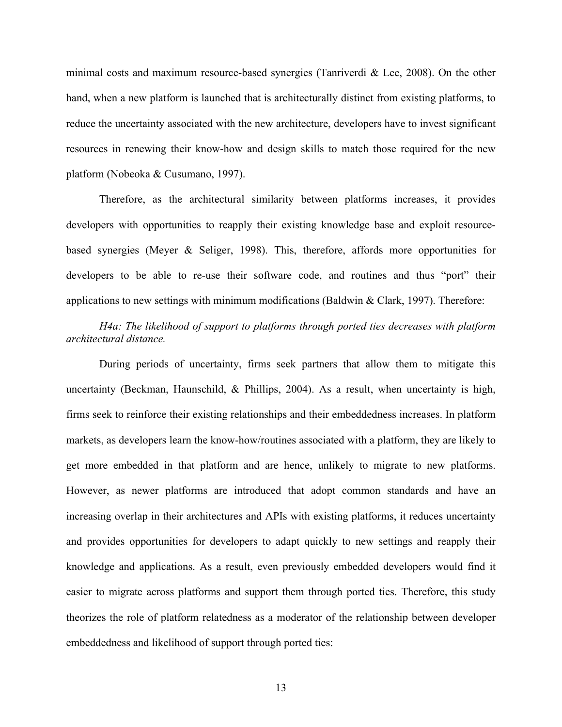minimal costs and maximum resource-based synergies (Tanriverdi & Lee, 2008). On the other hand, when a new platform is launched that is architecturally distinct from existing platforms, to reduce the uncertainty associated with the new architecture, developers have to invest significant resources in renewing their know-how and design skills to match those required for the new platform (Nobeoka & Cusumano, 1997).

Therefore, as the architectural similarity between platforms increases, it provides developers with opportunities to reapply their existing knowledge base and exploit resource-based synergies (Meyer & Seliger, 1998). This, therefore, affords more opportunities for developers to be able to re-use their software code, and routines and thus "port" their applications to new settings with minimum modifications (Baldwin & Clark, 1997). Therefore:

*H4a: The likelihood of support to platforms through ported ties decreases with platform architectural distance.*

During periods of uncertainty, firms seek partners that allow them to mitigate this uncertainty (Beckman, Haunschild, & Phillips, 2004). As a result, when uncertainty is high, firms seek to reinforce their existing relationships and their embeddedness increases. In platform markets, as developers learn the know-how/routines associated with a platform, they are likely to get more embedded in that platform and are hence, unlikely to migrate to new platforms. However, as newer platforms are introduced that adopt common standards and have an increasing overlap in their architectures and APIs with existing platforms, it reduces uncertainty and provides opportunities for developers to adapt quickly to new settings and reapply their knowledge and applications. As a result, even previously embedded developers would find it easier to migrate across platforms and support them through ported ties. Therefore, this study theorizes the role of platform relatedness as a moderator of the relationship between developer embeddedness and likelihood of support through ported ties: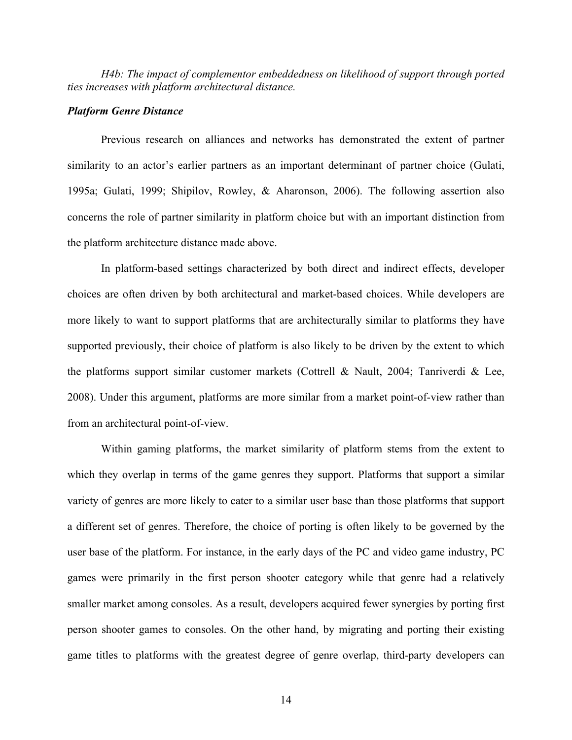*H4b: The impact of complementor embeddedness on likelihood of support through ported ties increases with platform architectural distance.*

### *Platform Genre Distance*

Previous research on alliances and networks has demonstrated the extent of partner similarity to an actor's earlier partners as an important determinant of partner choice (Gulati, 1995a; Gulati, 1999; Shipilov, Rowley, & Aharonson, 2006). The following assertion also concerns the role of partner similarity in platform choice but with an important distinction from the platform architecture distance made above.

In platform-based settings characterized by both direct and indirect effects, developer choices are often driven by both architectural and market-based choices. While developers are more likely to want to support platforms that are architecturally similar to platforms they have supported previously, their choice of platform is also likely to be driven by the extent to which the platforms support similar customer markets (Cottrell & Nault, 2004; Tanriverdi & Lee, 2008). Under this argument, platforms are more similar from a market point-of-view rather than from an architectural point-of-view.

Within gaming platforms, the market similarity of platform stems from the extent to which they overlap in terms of the game genres they support. Platforms that support a similar variety of genres are more likely to cater to a similar user base than those platforms that support a different set of genres. Therefore, the choice of porting is often likely to be governed by the user base of the platform. For instance, in the early days of the PC and video game industry, PC games were primarily in the first person shooter category while that genre had a relatively smaller market among consoles. As a result, developers acquired fewer synergies by porting first person shooter games to consoles. On the other hand, by migrating and porting their existing game titles to platforms with the greatest degree of genre overlap, third-party developers can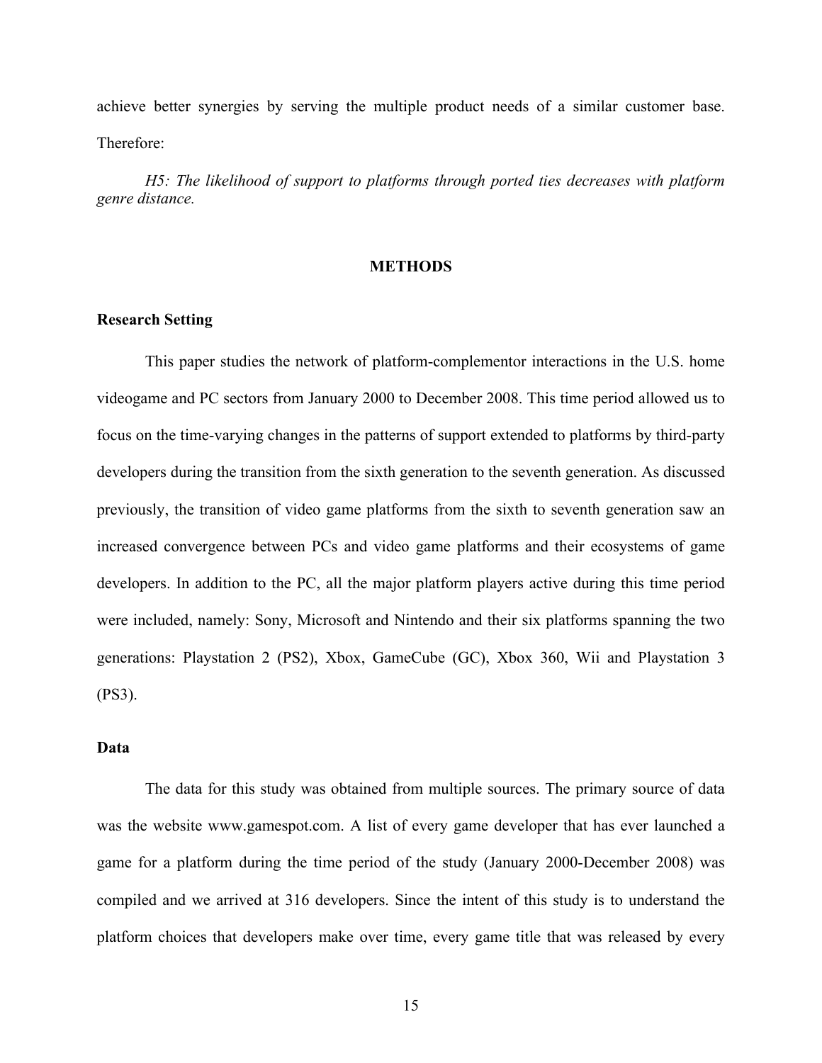achieve better synergies by serving the multiple product needs of a similar customer base. Therefore:

*H5: The likelihood of support to platforms through ported ties decreases with platform genre distance.*

## METHODS

### Research Setting

This paper studies the network of platform-complementor interactions in the U.S. home videogame and PC sectors from January 2000 to December 2008. This time period allowed us to focus on the time-varying changes in the patterns of support extended to platforms by third-party developers during the transition from the sixth generation to the seventh generation. As discussed previously, the transition of video game platforms from the sixth to seventh generation saw an increased convergence between PCs and video game platforms and their ecosystems of game developers. In addition to the PC, all the major platform players active during this time period were included, namely: Sony, Microsoft and Nintendo and their six platforms spanning the two generations: Playstation 2 (PS2), Xbox, GameCube (GC), Xbox 360, Wii and Playstation 3 (PS3).

### Data

The data for this study was obtained from multiple sources. The primary source of data was the website www.gamespot.com. A list of every game developer that has ever launched a game for a platform during the time period of the study (January 2000-December 2008) was compiled and we arrived at 316 developers. Since the intent of this study is to understand the platform choices that developers make over time, every game title that was released by every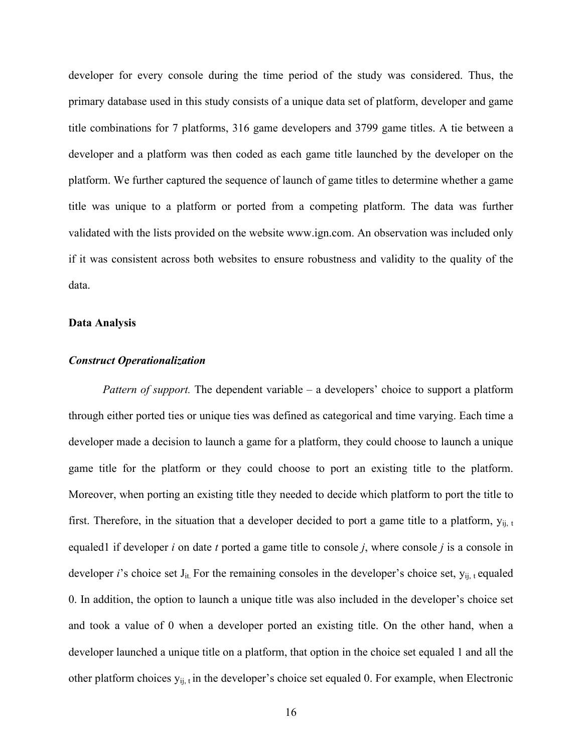developer for every console during the time period of the study was considered. Thus, the primary database used in this study consists of a unique data set of platform, developer and game title combinations for 7 platforms, 316 game developers and 3799 game titles. A tie between a developer and a platform was then coded as each game title launched by the developer on the platform. We further captured the sequence of launch of game titles to determine whether a game title was unique to a platform or ported from a competing platform. The data was further validated with the lists provided on the website www.ign.com. An observation was included only if it was consistent across both websites to ensure robustness and validity to the quality of the data.

### Data Analysis

#### *Construct Operationalization*

*Pattern of support.* The dependent variable – a developers' choice to support a platform through either ported ties or unique ties was defined as categorical and time varying. Each time a developer made a decision to launch a game for a platform, they could choose to launch a unique game title for the platform or they could choose to port an existing title to the platform. Moreover, when porting an existing title they needed to decide which platform to port the title to first. Therefore, in the situation that a developer decided to port a game title to a platform, $y_{ij,\, t}$ equaled1 if developer *i* on date *t* ported a game title to console *j*, where console *j* is a console in developer *i*'s choice set $J_{it.}$ For the remaining consoles in the developer's choice set, $y_{ij,\, t}$ equaled 0. In addition, the option to launch a unique title was also included in the developer's choice set and took a value of 0 when a developer ported an existing title. On the other hand, when a developer launched a unique title on a platform, that option in the choice set equaled 1 and all the other platform choices $y_{ij,\, t}$ in the developer's choice set equaled 0. For example, when Electronic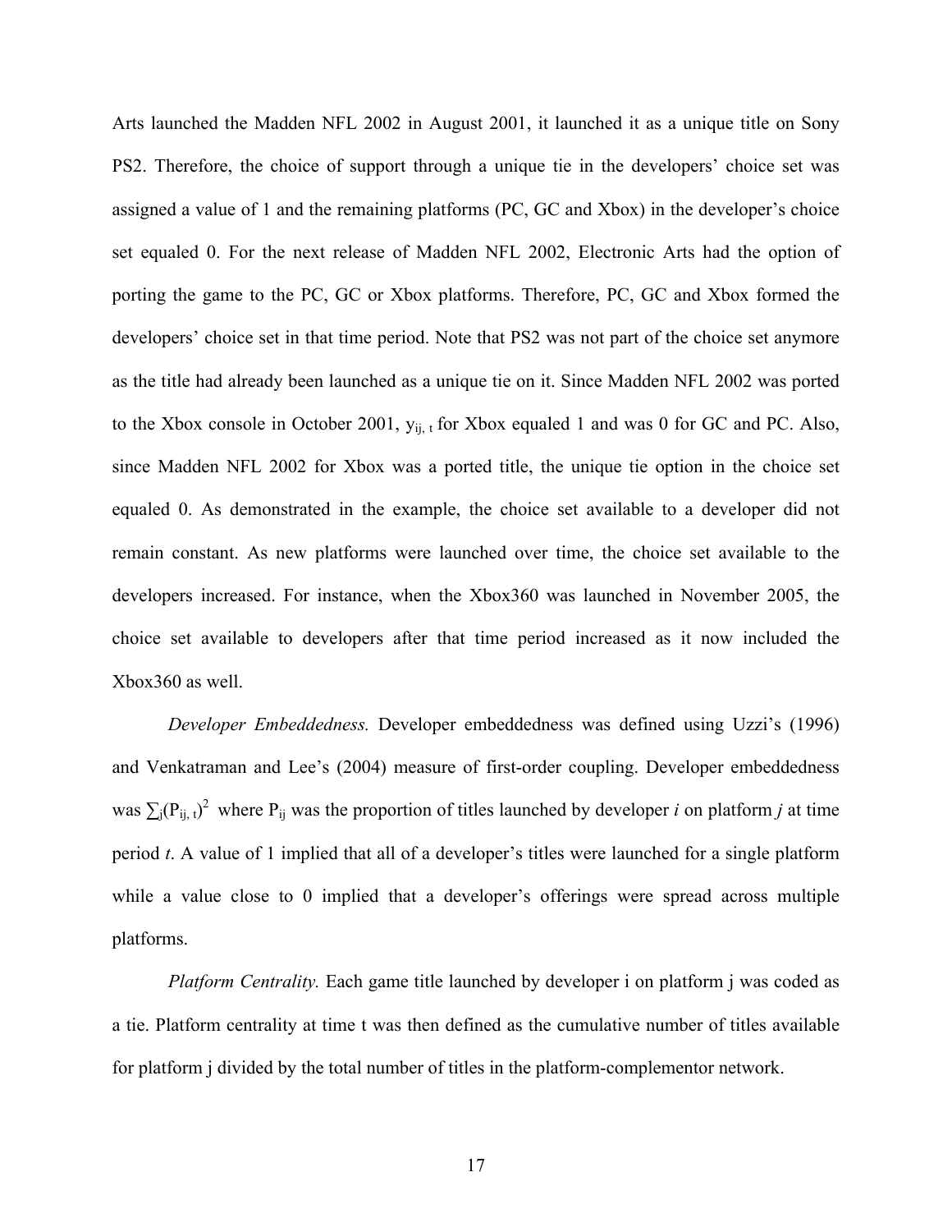Arts launched the Madden NFL 2002 in August 2001, it launched it as a unique title on Sony PS2. Therefore, the choice of support through a unique tie in the developers' choice set was assigned a value of 1 and the remaining platforms (PC, GC and Xbox) in the developer's choice set equaled 0. For the next release of Madden NFL 2002, Electronic Arts had the option of porting the game to the PC, GC or Xbox platforms. Therefore, PC, GC and Xbox formed the developers' choice set in that time period. Note that PS2 was not part of the choice set anymore as the title had already been launched as a unique tie on it. Since Madden NFL 2002 was ported to the Xbox console in October 2001, $y_{ij,\,t}$ for Xbox equaled 1 and was 0 for GC and PC. Also, since Madden NFL 2002 for Xbox was a ported title, the unique tie option in the choice set equaled 0. As demonstrated in the example, the choice set available to a developer did not remain constant. As new platforms were launched over time, the choice set available to the developers increased. For instance, when the Xbox360 was launched in November 2005, the choice set available to developers after that time period increased as it now included the Xbox360 as well.

*Developer Embeddedness.* Developer embeddedness was defined using Uzzi's (1996) and Venkatraman and Lee's (2004) measure of first-order coupling. Developer embeddedness was $\sum_j (P_{ij,\,t})^2$ where $P_{ij}$ was the proportion of titles launched by developer *i* on platform *j* at time period *t*. A value of 1 implied that all of a developer's titles were launched for a single platform while a value close to 0 implied that a developer's offerings were spread across multiple platforms.

*Platform Centrality.* Each game title launched by developer i on platform j was coded as a tie. Platform centrality at time t was then defined as the cumulative number of titles available for platform j divided by the total number of titles in the platform-complementor network.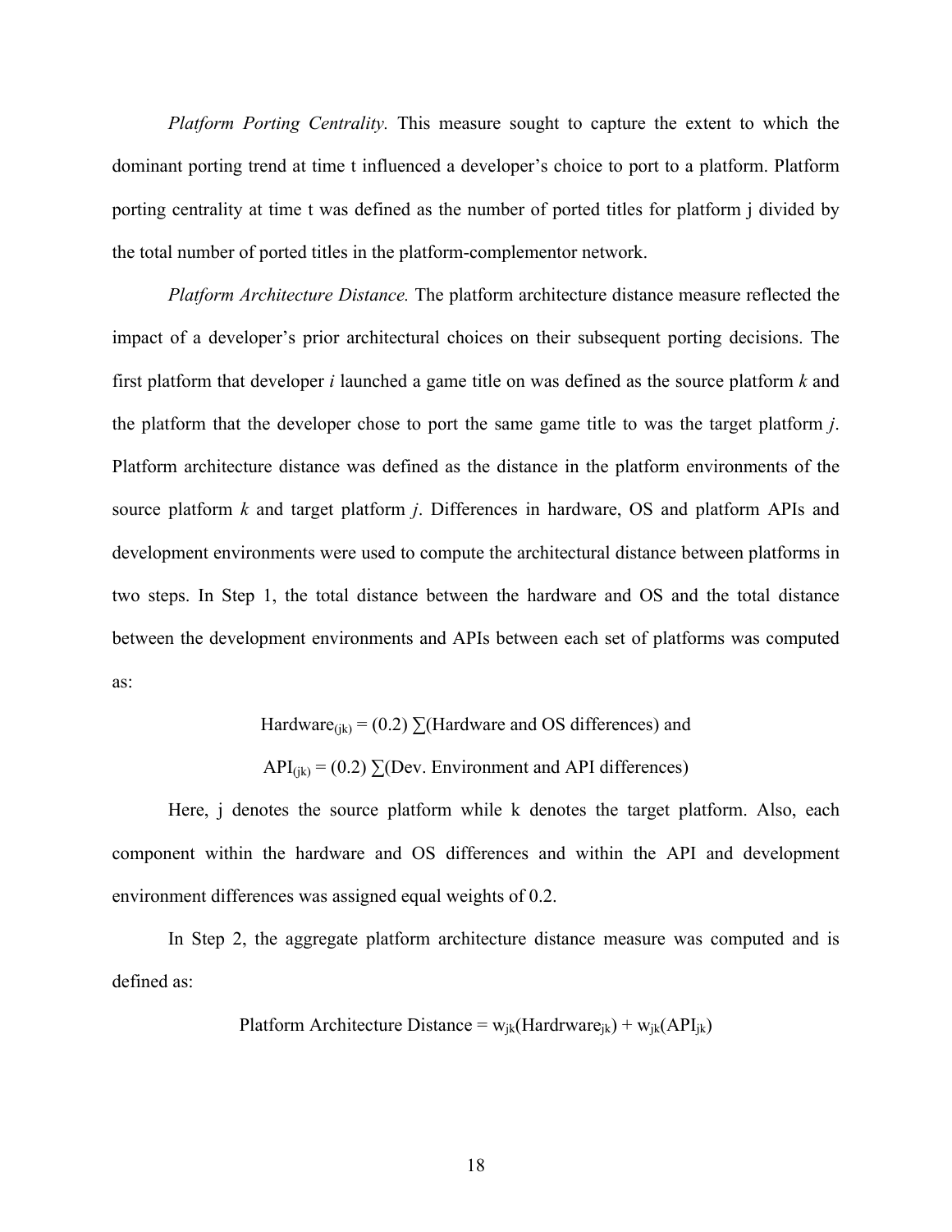*Platform Porting Centrality.* This measure sought to capture the extent to which the dominant porting trend at time t influenced a developer's choice to port to a platform. Platform porting centrality at time t was defined as the number of ported titles for platform j divided by the total number of ported titles in the platform-complementor network.

*Platform Architecture Distance.* The platform architecture distance measure reflected the impact of a developer's prior architectural choices on their subsequent porting decisions. The first platform that developer *i* launched a game title on was defined as the source platform *k* and the platform that the developer chose to port the same game title to was the target platform *j*. Platform architecture distance was defined as the distance in the platform environments of the source platform *k* and target platform *j*. Differences in hardware, OS and platform APIs and development environments were used to compute the architectural distance between platforms in two steps. In Step 1, the total distance between the hardware and OS and the total distance between the development environments and APIs between each set of platforms was computed as:

$$\text{Hardware}_{(jk)} = (0.2) \sum(\text{Hardware and OS differences}) \text{ and}$$

$$\text{API}_{(jk)} = (0.2) \sum(\text{Dev. Environment and API differences})$$

Here, j denotes the source platform while k denotes the target platform. Also, each component within the hardware and OS differences and within the API and development environment differences was assigned equal weights of 0.2.

In Step 2, the aggregate platform architecture distance measure was computed and is defined as:

$$\text{Platform Architecture Distance} = w_{jk}(\text{Hardrware}_{jk}) + w_{jk}(\text{API}_{jk})$$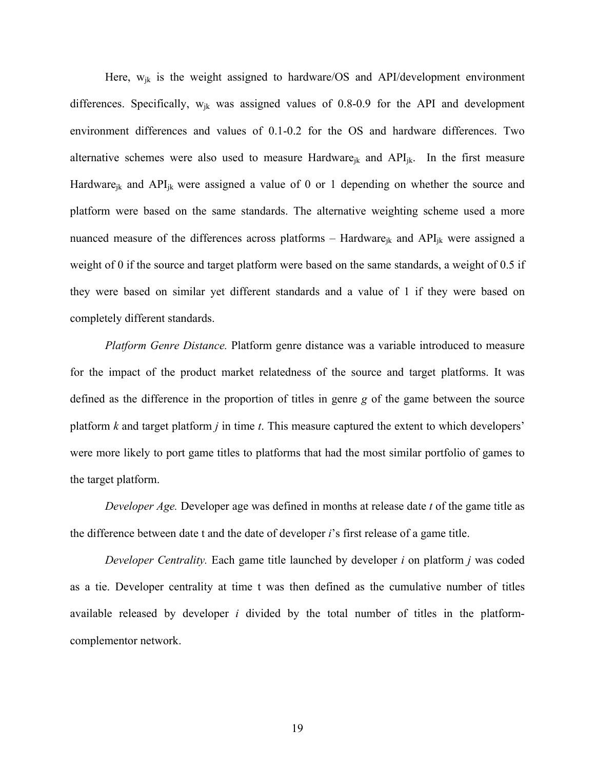Here, $w_{jk}$ is the weight assigned to hardware/OS and API/development environment differences. Specifically, $w_{jk}$ was assigned values of 0.8-0.9 for the API and development environment differences and values of 0.1-0.2 for the OS and hardware differences. Two alternative schemes were also used to measure $Hardware_{jk}$ and $API_{jk}$. In the first measure $Hardware_{jk}$ and $API_{jk}$ were assigned a value of 0 or 1 depending on whether the source and platform were based on the same standards. The alternative weighting scheme used a more nuanced measure of the differences across platforms – $Hardware_{jk}$ and $API_{jk}$ were assigned a weight of 0 if the source and target platform were based on the same standards, a weight of 0.5 if they were based on similar yet different standards and a value of 1 if they were based on completely different standards.

*Platform Genre Distance.* Platform genre distance was a variable introduced to measure for the impact of the product market relatedness of the source and target platforms. It was defined as the difference in the proportion of titles in genre *g* of the game between the source platform *k* and target platform *j* in time *t*. This measure captured the extent to which developers' were more likely to port game titles to platforms that had the most similar portfolio of games to the target platform.

*Developer Age.* Developer age was defined in months at release date *t* of the game title as the difference between date t and the date of developer *i*'s first release of a game title.

*Developer Centrality.* Each game title launched by developer *i* on platform *j* was coded as a tie. Developer centrality at time t was then defined as the cumulative number of titles available released by developer *i* divided by the total number of titles in the platform-complementor network.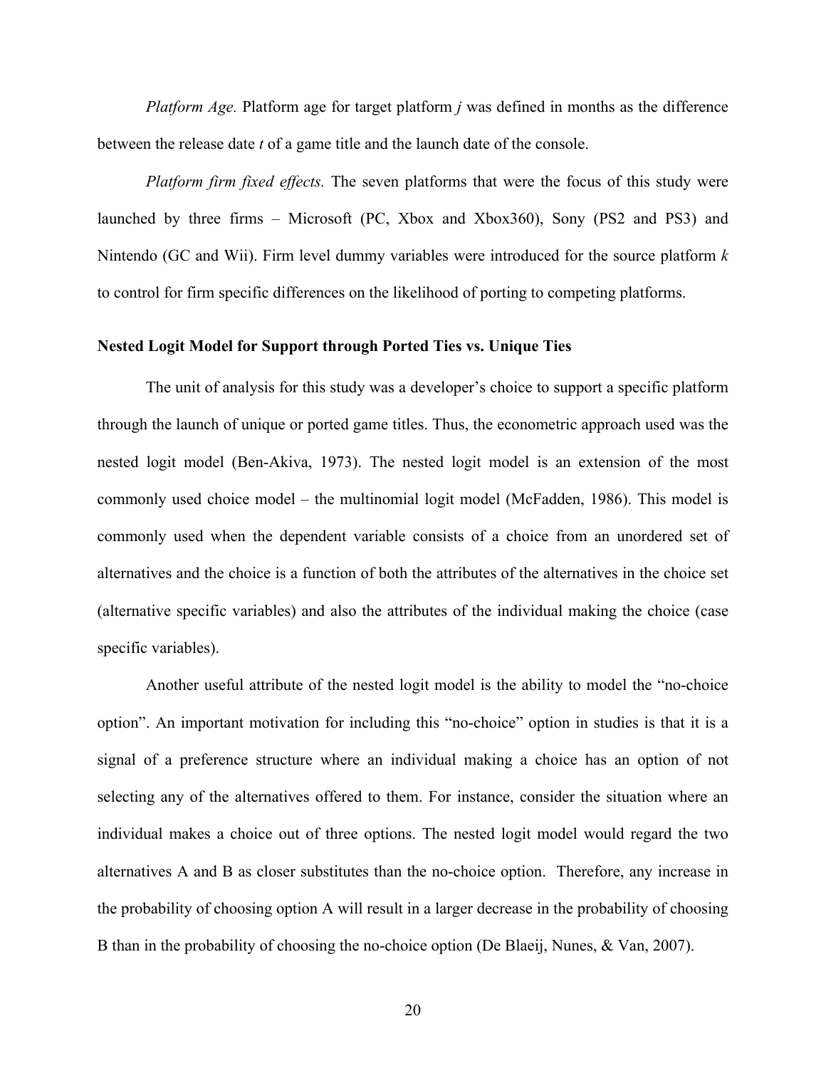*Platform Age.* Platform age for target platform $j$ was defined in months as the difference between the release date $t$ of a game title and the launch date of the console.

*Platform firm fixed effects.* The seven platforms that were the focus of this study were launched by three firms – Microsoft (PC, Xbox and Xbox360), Sony (PS2 and PS3) and Nintendo (GC and Wii). Firm level dummy variables were introduced for the source platform $k$ to control for firm specific differences on the likelihood of porting to competing platforms.

**Nested Logit Model for Support through Ported Ties vs. Unique Ties**

The unit of analysis for this study was a developer's choice to support a specific platform through the launch of unique or ported game titles. Thus, the econometric approach used was the nested logit model (Ben-Akiva, 1973). The nested logit model is an extension of the most commonly used choice model – the multinomial logit model (McFadden, 1986). This model is commonly used when the dependent variable consists of a choice from an unordered set of alternatives and the choice is a function of both the attributes of the alternatives in the choice set (alternative specific variables) and also the attributes of the individual making the choice (case specific variables).

Another useful attribute of the nested logit model is the ability to model the "no-choice option". An important motivation for including this "no-choice" option in studies is that it is a signal of a preference structure where an individual making a choice has an option of not selecting any of the alternatives offered to them. For instance, consider the situation where an individual makes a choice out of three options. The nested logit model would regard the two alternatives A and B as closer substitutes than the no-choice option. Therefore, any increase in the probability of choosing option A will result in a larger decrease in the probability of choosing B than in the probability of choosing the no-choice option (De Blaeij, Nunes, & Van, 2007).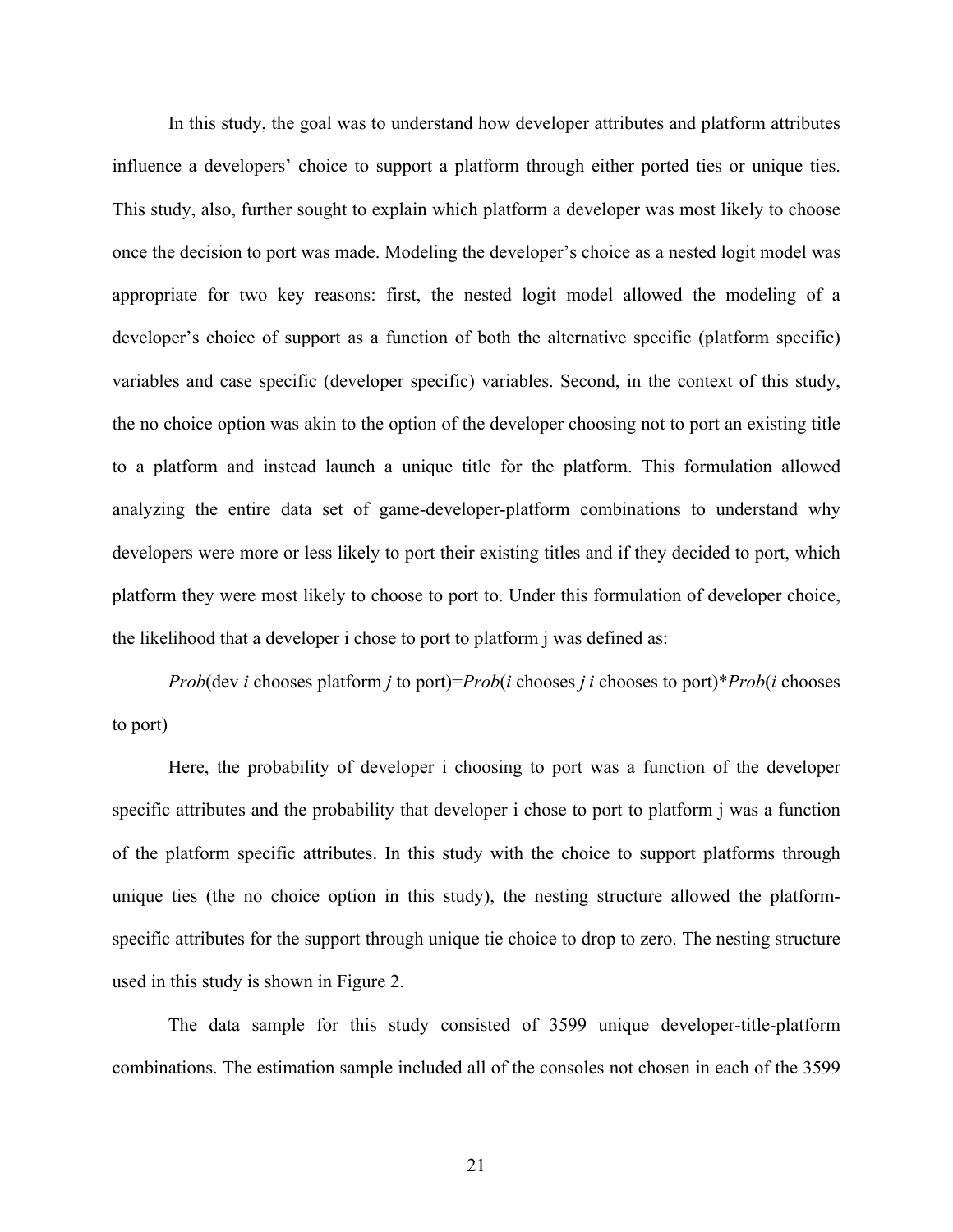In this study, the goal was to understand how developer attributes and platform attributes influence a developers' choice to support a platform through either ported ties or unique ties. This study, also, further sought to explain which platform a developer was most likely to choose once the decision to port was made. Modeling the developer's choice as a nested logit model was appropriate for two key reasons: first, the nested logit model allowed the modeling of a developer's choice of support as a function of both the alternative specific (platform specific) variables and case specific (developer specific) variables. Second, in the context of this study, the no choice option was akin to the option of the developer choosing not to port an existing title to a platform and instead launch a unique title for the platform. This formulation allowed analyzing the entire data set of game-developer-platform combinations to understand why developers were more or less likely to port their existing titles and if they decided to port, which platform they were most likely to choose to port to. Under this formulation of developer choice, the likelihood that a developer i chose to port to platform j was defined as:

*Prob*(dev *i* chooses platform *j* to port)=*Prob*(*i* chooses *j*|*i* chooses to port)\**Prob*(*i* chooses to port)

Here, the probability of developer i choosing to port was a function of the developer specific attributes and the probability that developer i chose to port to platform j was a function of the platform specific attributes. In this study with the choice to support platforms through unique ties (the no choice option in this study), the nesting structure allowed the platform-specific attributes for the support through unique tie choice to drop to zero. The nesting structure used in this study is shown in Figure 2.

The data sample for this study consisted of 3599 unique developer-title-platform combinations. The estimation sample included all of the consoles not chosen in each of the 3599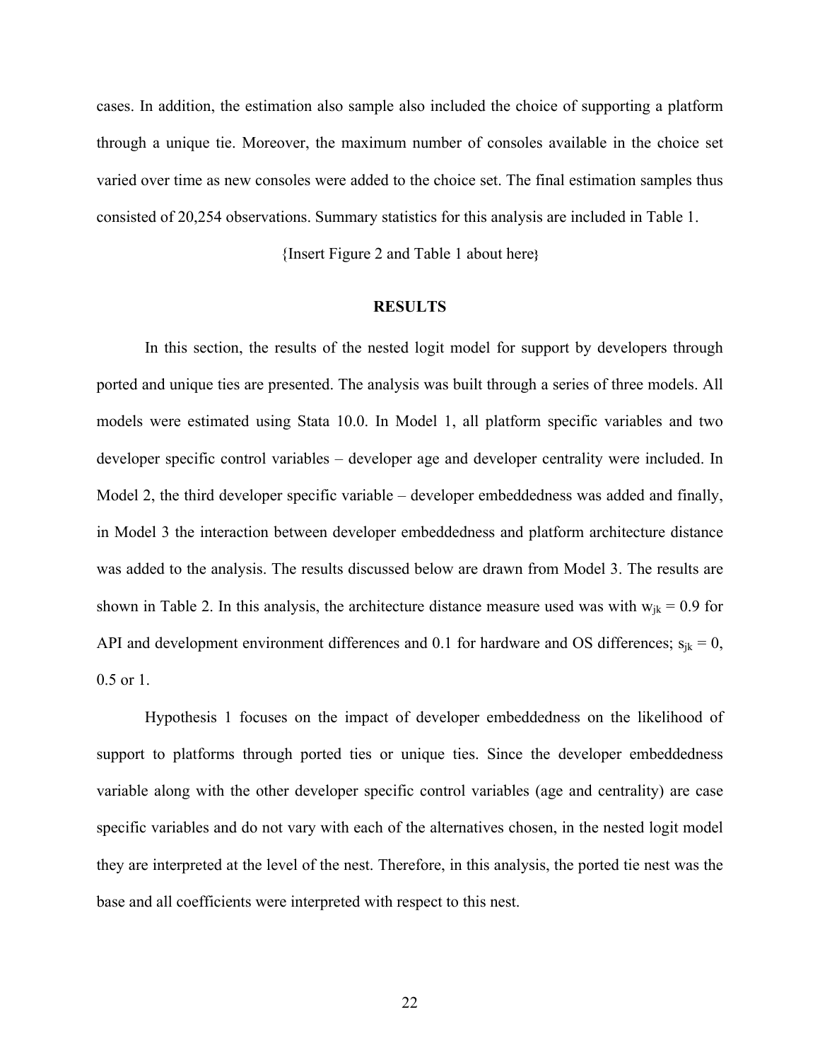cases. In addition, the estimation also sample also included the choice of supporting a platform through a unique tie. Moreover, the maximum number of consoles available in the choice set varied over time as new consoles were added to the choice set. The final estimation samples thus consisted of 20,254 observations. Summary statistics for this analysis are included in Table 1.

{Insert Figure 2 and Table 1 about here}

## RESULTS

In this section, the results of the nested logit model for support by developers through ported and unique ties are presented. The analysis was built through a series of three models. All models were estimated using Stata 10.0. In Model 1, all platform specific variables and two developer specific control variables – developer age and developer centrality were included. In Model 2, the third developer specific variable – developer embeddedness was added and finally, in Model 3 the interaction between developer embeddedness and platform architecture distance was added to the analysis. The results discussed below are drawn from Model 3. The results are shown in Table 2. In this analysis, the architecture distance measure used was with $w_{jk} = 0.9$ for API and development environment differences and 0.1 for hardware and OS differences; $s_{jk} = 0$, 0.5 or 1.

Hypothesis 1 focuses on the impact of developer embeddedness on the likelihood of support to platforms through ported ties or unique ties. Since the developer embeddedness variable along with the other developer specific control variables (age and centrality) are case specific variables and do not vary with each of the alternatives chosen, in the nested logit model they are interpreted at the level of the nest. Therefore, in this analysis, the ported tie nest was the base and all coefficients were interpreted with respect to this nest.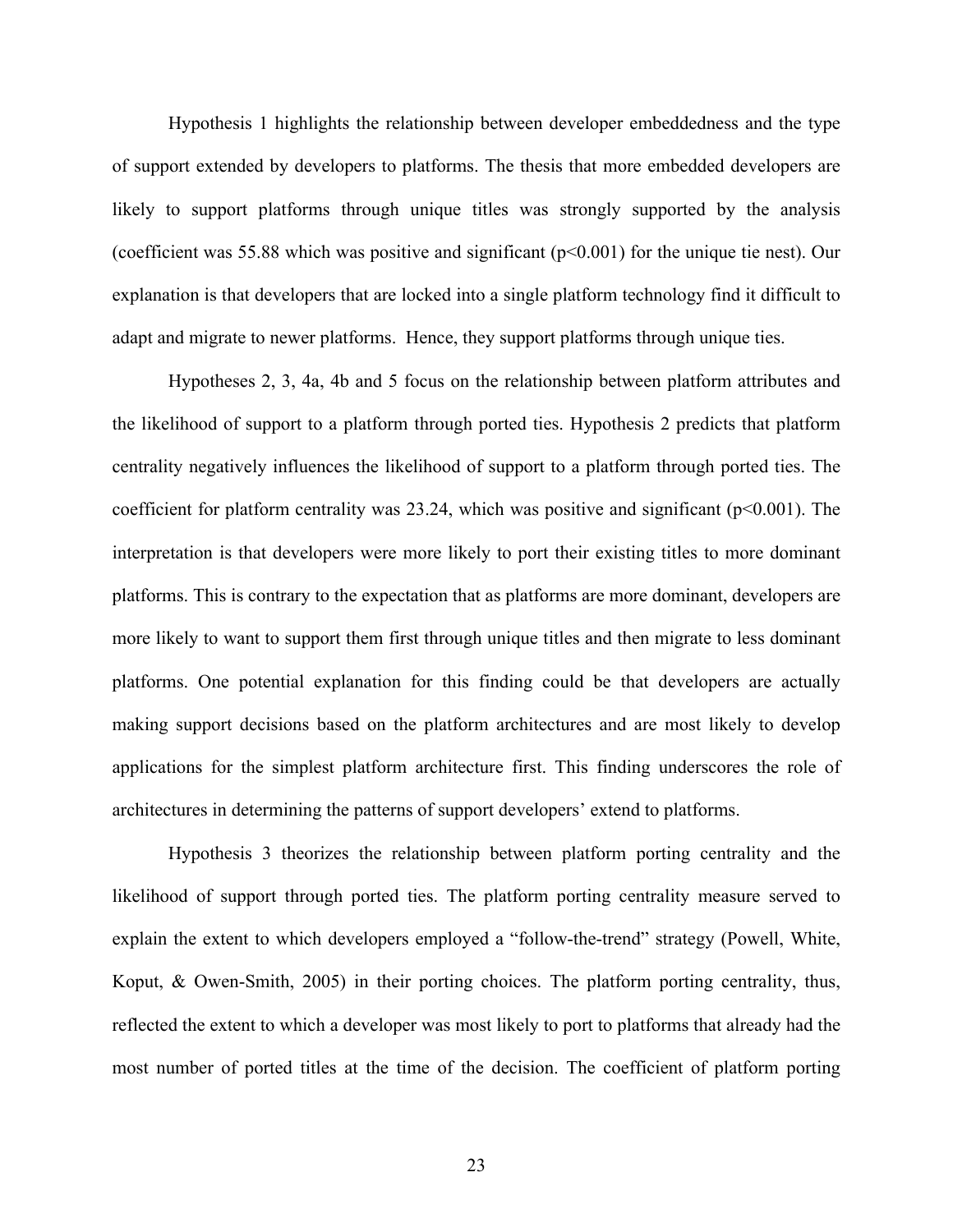Hypothesis 1 highlights the relationship between developer embeddedness and the type of support extended by developers to platforms. The thesis that more embedded developers are likely to support platforms through unique titles was strongly supported by the analysis (coefficient was 55.88 which was positive and significant ($p<0.001$) for the unique tie nest). Our explanation is that developers that are locked into a single platform technology find it difficult to adapt and migrate to newer platforms. Hence, they support platforms through unique ties.

Hypotheses 2, 3, 4a, 4b and 5 focus on the relationship between platform attributes and the likelihood of support to a platform through ported ties. Hypothesis 2 predicts that platform centrality negatively influences the likelihood of support to a platform through ported ties. The coefficient for platform centrality was 23.24, which was positive and significant ($p<0.001$). The interpretation is that developers were more likely to port their existing titles to more dominant platforms. This is contrary to the expectation that as platforms are more dominant, developers are more likely to want to support them first through unique titles and then migrate to less dominant platforms. One potential explanation for this finding could be that developers are actually making support decisions based on the platform architectures and are most likely to develop applications for the simplest platform architecture first. This finding underscores the role of architectures in determining the patterns of support developers' extend to platforms.

Hypothesis 3 theorizes the relationship between platform porting centrality and the likelihood of support through ported ties. The platform porting centrality measure served to explain the extent to which developers employed a "follow-the-trend" strategy (Powell, White, Koput, & Owen-Smith, 2005) in their porting choices. The platform porting centrality, thus, reflected the extent to which a developer was most likely to port to platforms that already had the most number of ported titles at the time of the decision. The coefficient of platform porting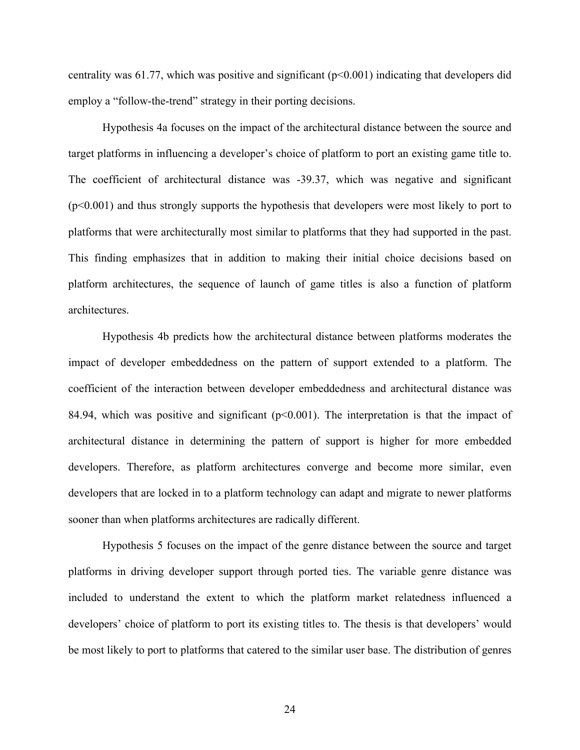centrality was 61.77, which was positive and significant ($p<0.001$) indicating that developers did employ a "follow-the-trend" strategy in their porting decisions.

Hypothesis 4a focuses on the impact of the architectural distance between the source and target platforms in influencing a developer's choice of platform to port an existing game title to. The coefficient of architectural distance was -39.37, which was negative and significant ($p<0.001$) and thus strongly supports the hypothesis that developers were most likely to port to platforms that were architecturally most similar to platforms that they had supported in the past. This finding emphasizes that in addition to making their initial choice decisions based on platform architectures, the sequence of launch of game titles is also a function of platform architectures.

Hypothesis 4b predicts how the architectural distance between platforms moderates the impact of developer embeddedness on the pattern of support extended to a platform. The coefficient of the interaction between developer embeddedness and architectural distance was 84.94, which was positive and significant ($p<0.001$). The interpretation is that the impact of architectural distance in determining the pattern of support is higher for more embedded developers. Therefore, as platform architectures converge and become more similar, even developers that are locked in to a platform technology can adapt and migrate to newer platforms sooner than when platforms architectures are radically different.

Hypothesis 5 focuses on the impact of the genre distance between the source and target platforms in driving developer support through ported ties. The variable genre distance was included to understand the extent to which the platform market relatedness influenced a developers' choice of platform to port its existing titles to. The thesis is that developers' would be most likely to port to platforms that catered to the similar user base. The distribution of genres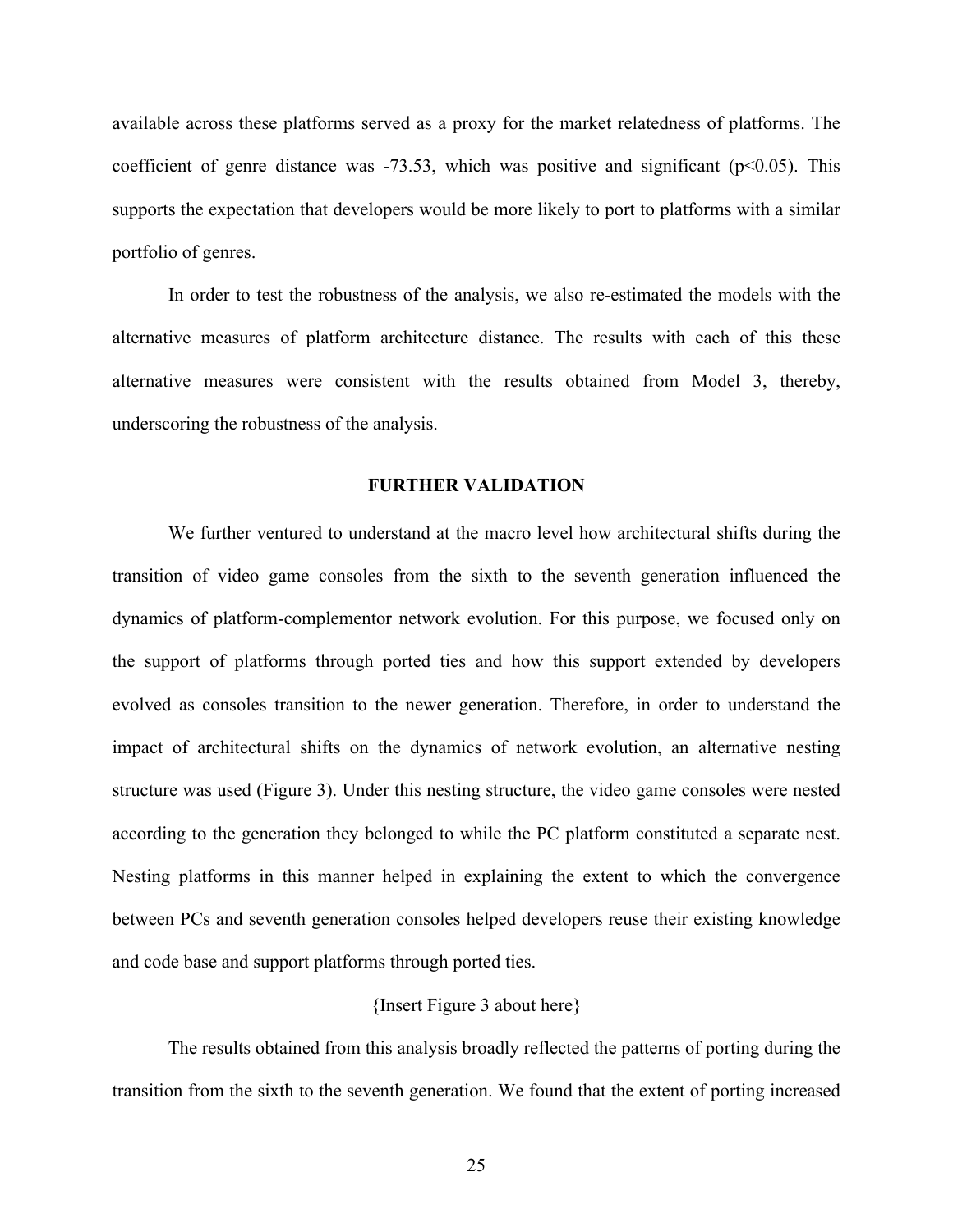available across these platforms served as a proxy for the market relatedness of platforms. The coefficient of genre distance was -73.53, which was positive and significant ($p<0.05$). This supports the expectation that developers would be more likely to port to platforms with a similar portfolio of genres.

In order to test the robustness of the analysis, we also re-estimated the models with the alternative measures of platform architecture distance. The results with each of this these alternative measures were consistent with the results obtained from Model 3, thereby, underscoring the robustness of the analysis.

## FURTHER VALIDATION

We further ventured to understand at the macro level how architectural shifts during the transition of video game consoles from the sixth to the seventh generation influenced the dynamics of platform-complementor network evolution. For this purpose, we focused only on the support of platforms through ported ties and how this support extended by developers evolved as consoles transition to the newer generation. Therefore, in order to understand the impact of architectural shifts on the dynamics of network evolution, an alternative nesting structure was used (Figure 3). Under this nesting structure, the video game consoles were nested according to the generation they belonged to while the PC platform constituted a separate nest. Nesting platforms in this manner helped in explaining the extent to which the convergence between PCs and seventh generation consoles helped developers reuse their existing knowledge and code base and support platforms through ported ties.

{Insert Figure 3 about here}

The results obtained from this analysis broadly reflected the patterns of porting during the transition from the sixth to the seventh generation. We found that the extent of porting increased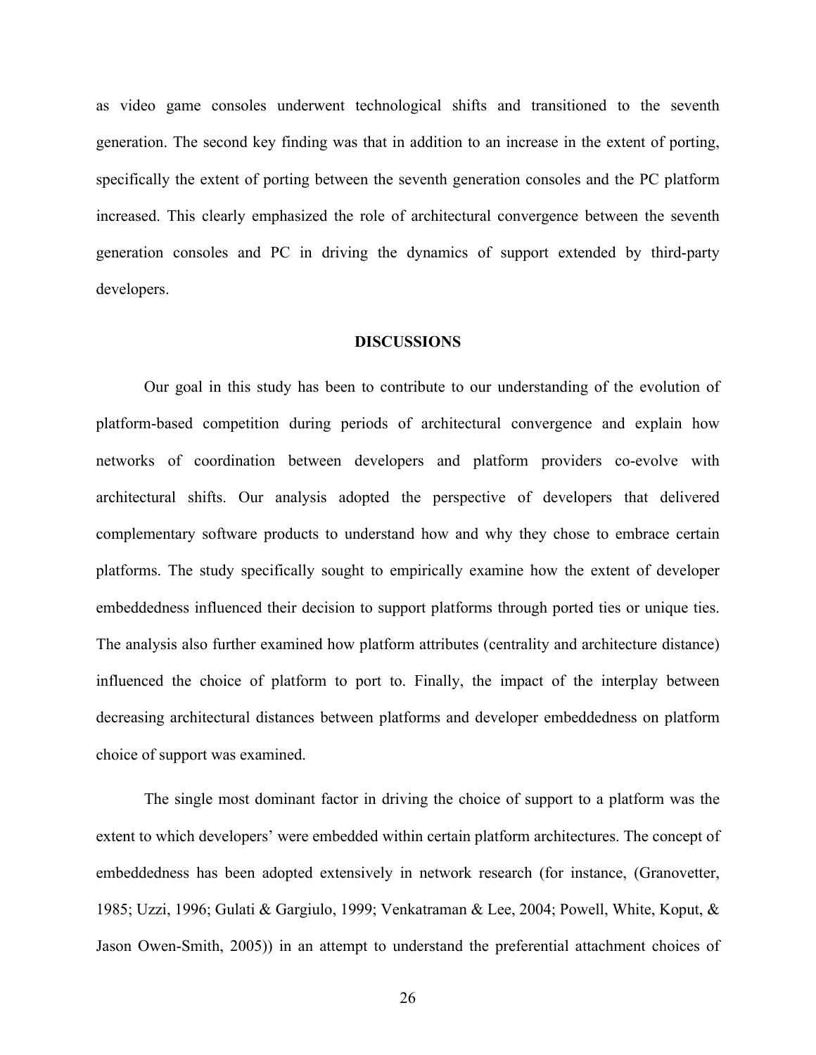as video game consoles underwent technological shifts and transitioned to the seventh generation. The second key finding was that in addition to an increase in the extent of porting, specifically the extent of porting between the seventh generation consoles and the PC platform increased. This clearly emphasized the role of architectural convergence between the seventh generation consoles and PC in driving the dynamics of support extended by third-party developers.

## DISCUSSIONS

Our goal in this study has been to contribute to our understanding of the evolution of platform-based competition during periods of architectural convergence and explain how networks of coordination between developers and platform providers co-evolve with architectural shifts. Our analysis adopted the perspective of developers that delivered complementary software products to understand how and why they chose to embrace certain platforms. The study specifically sought to empirically examine how the extent of developer embeddedness influenced their decision to support platforms through ported ties or unique ties. The analysis also further examined how platform attributes (centrality and architecture distance) influenced the choice of platform to port to. Finally, the impact of the interplay between decreasing architectural distances between platforms and developer embeddedness on platform choice of support was examined.

The single most dominant factor in driving the choice of support to a platform was the extent to which developers' were embedded within certain platform architectures. The concept of embeddedness has been adopted extensively in network research (for instance, (Granovetter, 1985; Uzzi, 1996; Gulati & Gargiulo, 1999; Venkatraman & Lee, 2004; Powell, White, Koput, & Jason Owen-Smith, 2005)) in an attempt to understand the preferential attachment choices of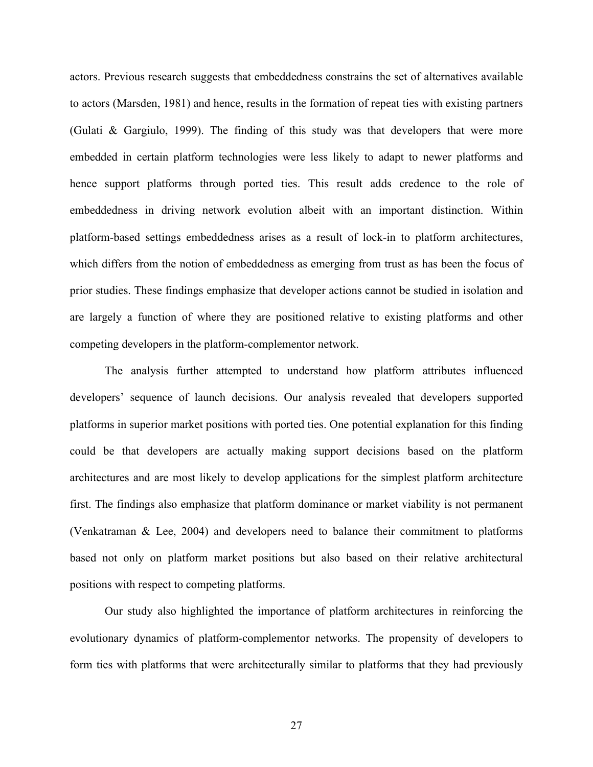actors. Previous research suggests that embeddedness constrains the set of alternatives available to actors (Marsden, 1981) and hence, results in the formation of repeat ties with existing partners (Gulati & Gargiulo, 1999). The finding of this study was that developers that were more embedded in certain platform technologies were less likely to adapt to newer platforms and hence support platforms through ported ties. This result adds credence to the role of embeddedness in driving network evolution albeit with an important distinction. Within platform-based settings embeddedness arises as a result of lock-in to platform architectures, which differs from the notion of embeddedness as emerging from trust as has been the focus of prior studies. These findings emphasize that developer actions cannot be studied in isolation and are largely a function of where they are positioned relative to existing platforms and other competing developers in the platform-complementor network.

The analysis further attempted to understand how platform attributes influenced developers' sequence of launch decisions. Our analysis revealed that developers supported platforms in superior market positions with ported ties. One potential explanation for this finding could be that developers are actually making support decisions based on the platform architectures and are most likely to develop applications for the simplest platform architecture first. The findings also emphasize that platform dominance or market viability is not permanent (Venkatraman & Lee, 2004) and developers need to balance their commitment to platforms based not only on platform market positions but also based on their relative architectural positions with respect to competing platforms.

Our study also highlighted the importance of platform architectures in reinforcing the evolutionary dynamics of platform-complementor networks. The propensity of developers to form ties with platforms that were architecturally similar to platforms that they had previously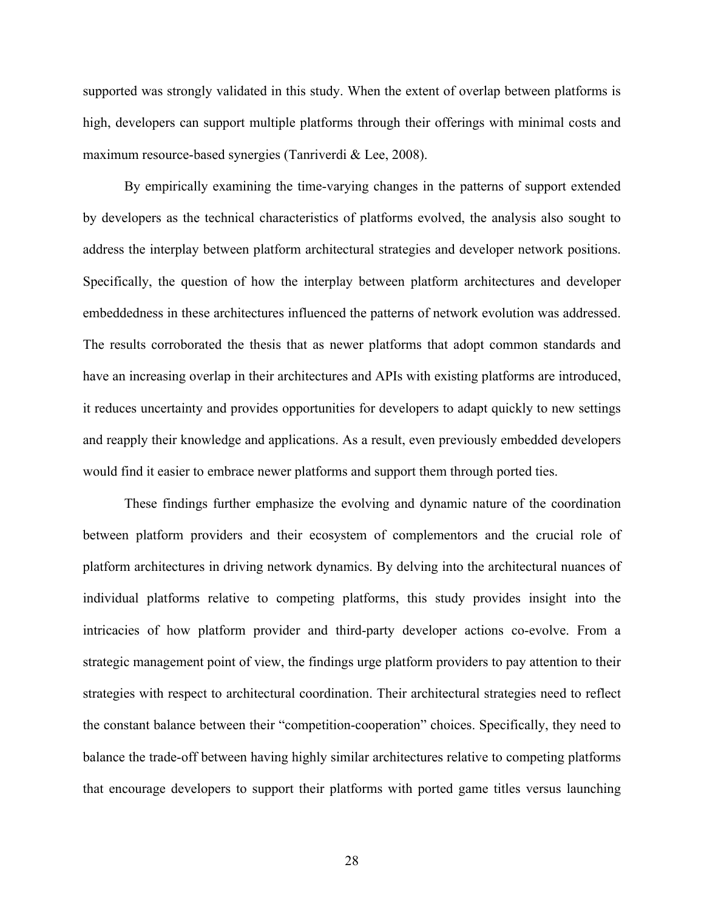supported was strongly validated in this study. When the extent of overlap between platforms is high, developers can support multiple platforms through their offerings with minimal costs and maximum resource-based synergies (Tanriverdi & Lee, 2008).

By empirically examining the time-varying changes in the patterns of support extended by developers as the technical characteristics of platforms evolved, the analysis also sought to address the interplay between platform architectural strategies and developer network positions. Specifically, the question of how the interplay between platform architectures and developer embeddedness in these architectures influenced the patterns of network evolution was addressed. The results corroborated the thesis that as newer platforms that adopt common standards and have an increasing overlap in their architectures and APIs with existing platforms are introduced, it reduces uncertainty and provides opportunities for developers to adapt quickly to new settings and reapply their knowledge and applications. As a result, even previously embedded developers would find it easier to embrace newer platforms and support them through ported ties.

These findings further emphasize the evolving and dynamic nature of the coordination between platform providers and their ecosystem of complementors and the crucial role of platform architectures in driving network dynamics. By delving into the architectural nuances of individual platforms relative to competing platforms, this study provides insight into the intricacies of how platform provider and third-party developer actions co-evolve. From a strategic management point of view, the findings urge platform providers to pay attention to their strategies with respect to architectural coordination. Their architectural strategies need to reflect the constant balance between their "competition-cooperation" choices. Specifically, they need to balance the trade-off between having highly similar architectures relative to competing platforms that encourage developers to support their platforms with ported game titles versus launching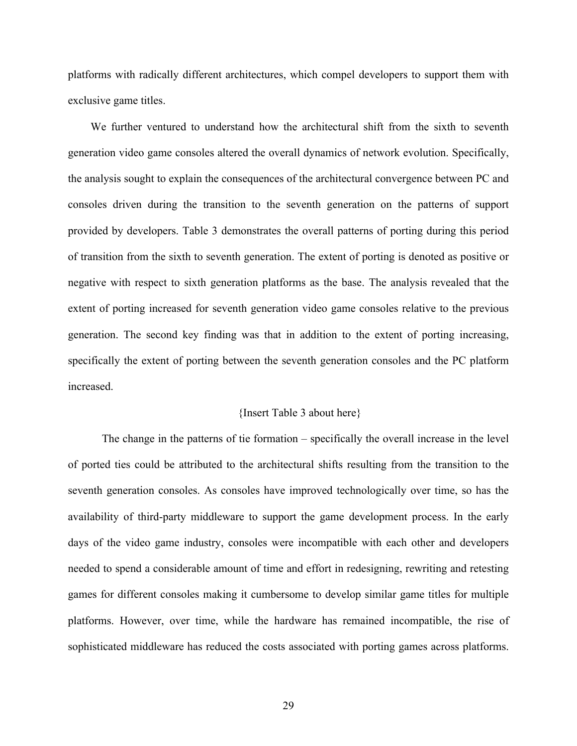platforms with radically different architectures, which compel developers to support them with exclusive game titles.

We further ventured to understand how the architectural shift from the sixth to seventh generation video game consoles altered the overall dynamics of network evolution. Specifically, the analysis sought to explain the consequences of the architectural convergence between PC and consoles driven during the transition to the seventh generation on the patterns of support provided by developers. Table 3 demonstrates the overall patterns of porting during this period of transition from the sixth to seventh generation. The extent of porting is denoted as positive or negative with respect to sixth generation platforms as the base. The analysis revealed that the extent of porting increased for seventh generation video game consoles relative to the previous generation. The second key finding was that in addition to the extent of porting increasing, specifically the extent of porting between the seventh generation consoles and the PC platform increased.

{Insert Table 3 about here}

The change in the patterns of tie formation – specifically the overall increase in the level of ported ties could be attributed to the architectural shifts resulting from the transition to the seventh generation consoles. As consoles have improved technologically over time, so has the availability of third-party middleware to support the game development process. In the early days of the video game industry, consoles were incompatible with each other and developers needed to spend a considerable amount of time and effort in redesigning, rewriting and retesting games for different consoles making it cumbersome to develop similar game titles for multiple platforms. However, over time, while the hardware has remained incompatible, the rise of sophisticated middleware has reduced the costs associated with porting games across platforms.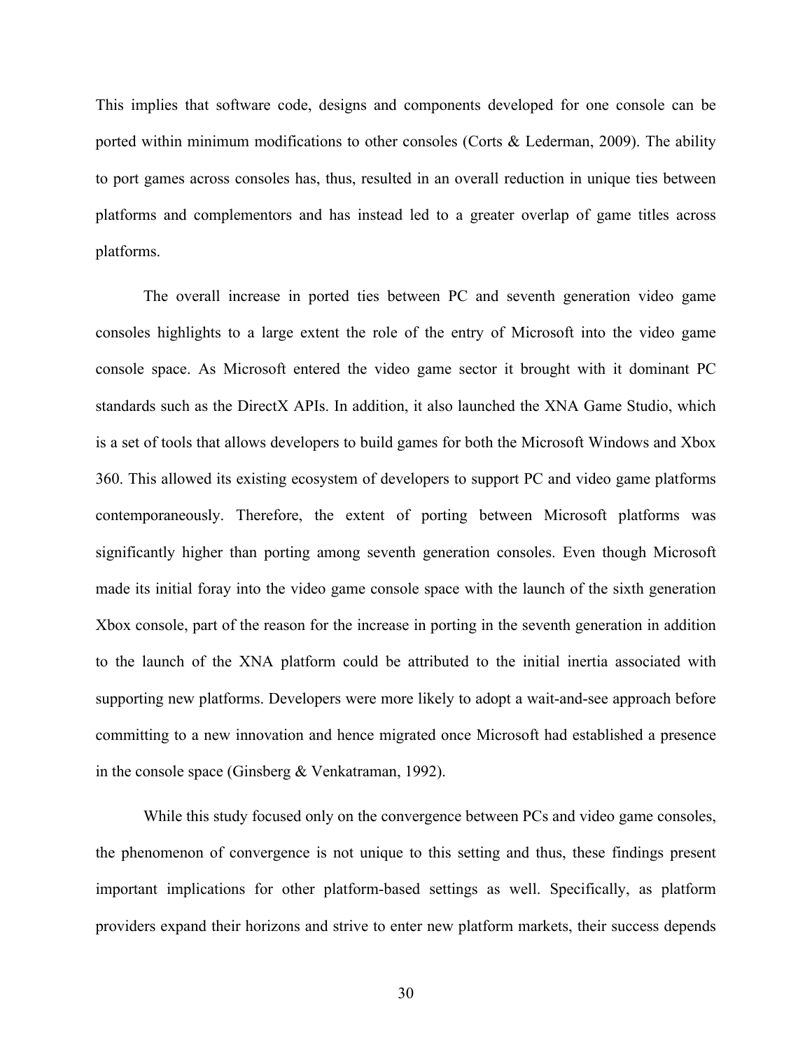This implies that software code, designs and components developed for one console can be ported within minimum modifications to other consoles (Corts & Lederman, 2009). The ability to port games across consoles has, thus, resulted in an overall reduction in unique ties between platforms and complementors and has instead led to a greater overlap of game titles across platforms.

The overall increase in ported ties between PC and seventh generation video game consoles highlights to a large extent the role of the entry of Microsoft into the video game console space. As Microsoft entered the video game sector it brought with it dominant PC standards such as the DirectX APIs. In addition, it also launched the XNA Game Studio, which is a set of tools that allows developers to build games for both the Microsoft Windows and Xbox 360. This allowed its existing ecosystem of developers to support PC and video game platforms contemporaneously. Therefore, the extent of porting between Microsoft platforms was significantly higher than porting among seventh generation consoles. Even though Microsoft made its initial foray into the video game console space with the launch of the sixth generation Xbox console, part of the reason for the increase in porting in the seventh generation in addition to the launch of the XNA platform could be attributed to the initial inertia associated with supporting new platforms. Developers were more likely to adopt a wait-and-see approach before committing to a new innovation and hence migrated once Microsoft had established a presence in the console space (Ginsberg & Venkatraman, 1992).

While this study focused only on the convergence between PCs and video game consoles, the phenomenon of convergence is not unique to this setting and thus, these findings present important implications for other platform-based settings as well. Specifically, as platform providers expand their horizons and strive to enter new platform markets, their success depends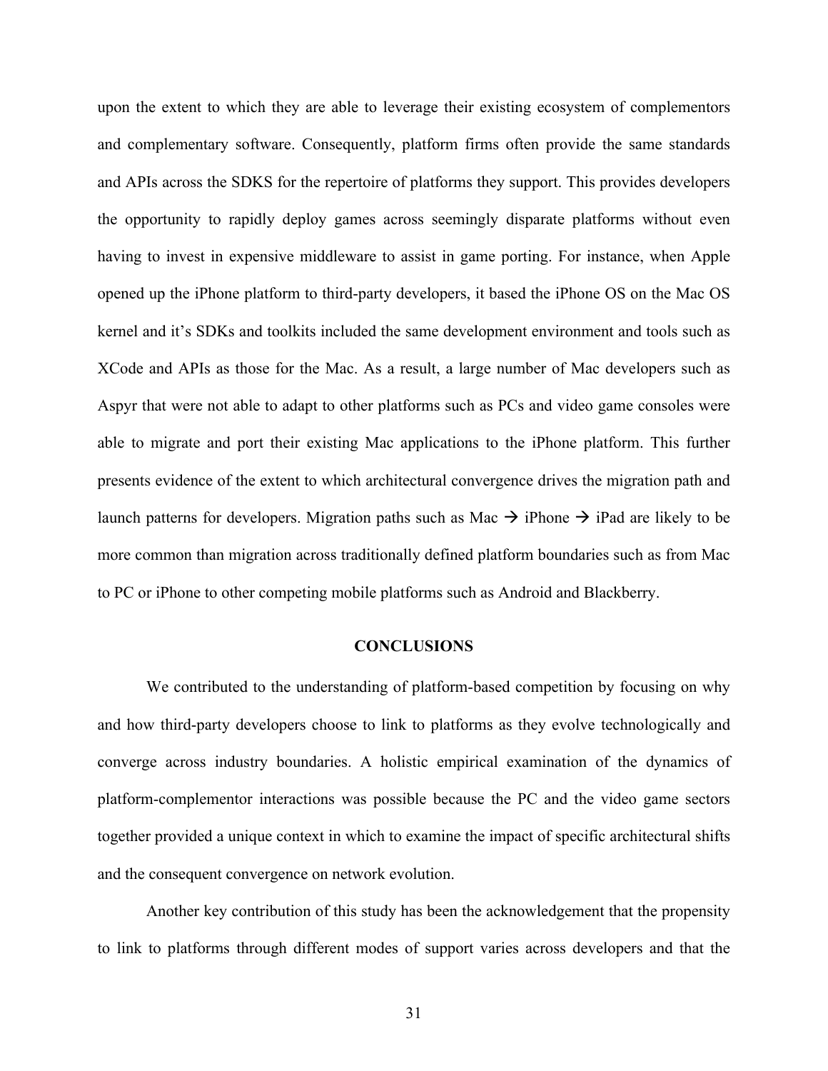upon the extent to which they are able to leverage their existing ecosystem of complementors and complementary software. Consequently, platform firms often provide the same standards and APIs across the SDKS for the repertoire of platforms they support. This provides developers the opportunity to rapidly deploy games across seemingly disparate platforms without even having to invest in expensive middleware to assist in game porting. For instance, when Apple opened up the iPhone platform to third-party developers, it based the iPhone OS on the Mac OS kernel and it's SDKs and toolkits included the same development environment and tools such as XCode and APIs as those for the Mac. As a result, a large number of Mac developers such as Aspyr that were not able to adapt to other platforms such as PCs and video game consoles were able to migrate and port their existing Mac applications to the iPhone platform. This further presents evidence of the extent to which architectural convergence drives the migration path and launch patterns for developers. Migration paths such as Mac → iPhone → iPad are likely to be more common than migration across traditionally defined platform boundaries such as from Mac to PC or iPhone to other competing mobile platforms such as Android and Blackberry.

## CONCLUSIONS

We contributed to the understanding of platform-based competition by focusing on why and how third-party developers choose to link to platforms as they evolve technologically and converge across industry boundaries. A holistic empirical examination of the dynamics of platform-complementor interactions was possible because the PC and the video game sectors together provided a unique context in which to examine the impact of specific architectural shifts and the consequent convergence on network evolution.

Another key contribution of this study has been the acknowledgement that the propensity to link to platforms through different modes of support varies across developers and that the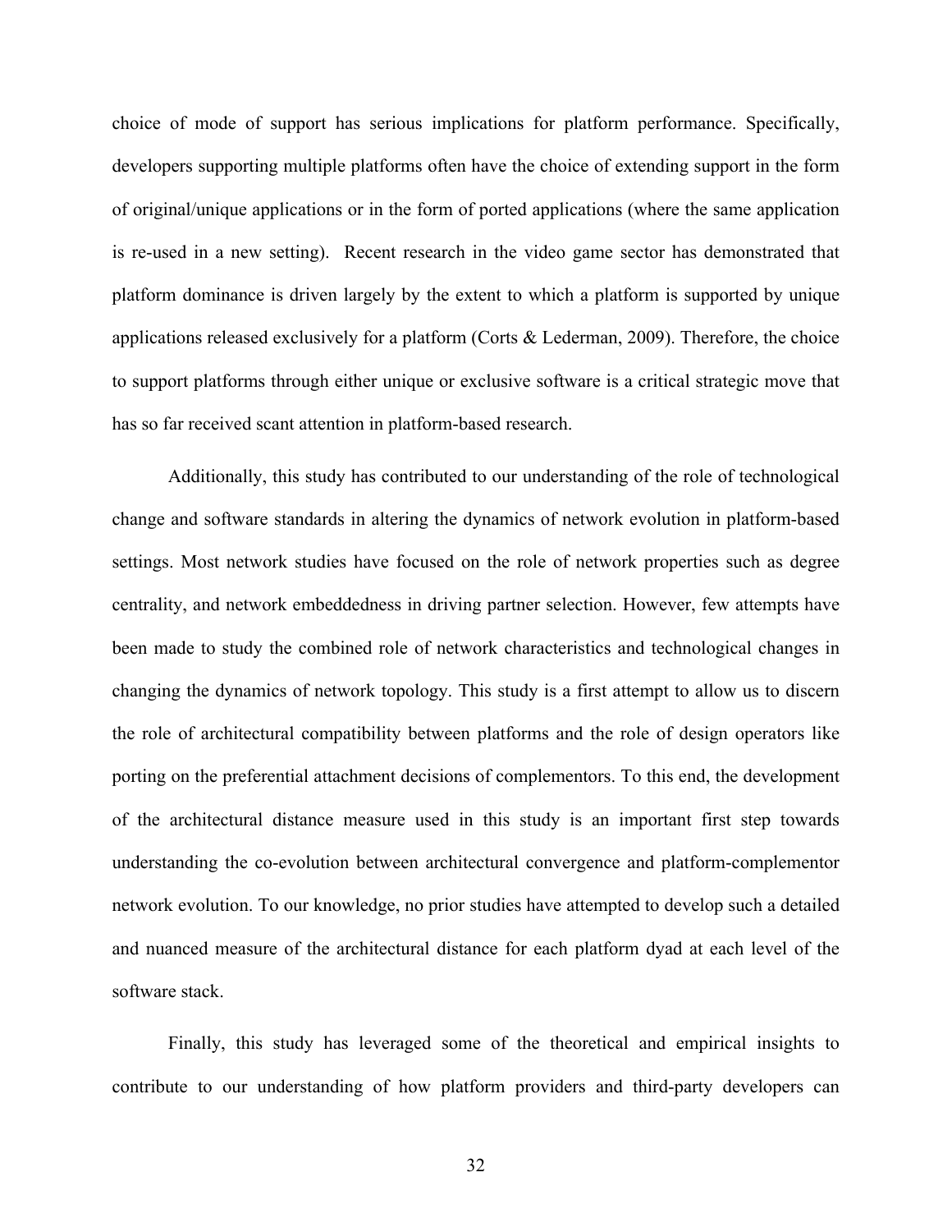choice of mode of support has serious implications for platform performance. Specifically, developers supporting multiple platforms often have the choice of extending support in the form of original/unique applications or in the form of ported applications (where the same application is re-used in a new setting). Recent research in the video game sector has demonstrated that platform dominance is driven largely by the extent to which a platform is supported by unique applications released exclusively for a platform (Corts & Lederman, 2009). Therefore, the choice to support platforms through either unique or exclusive software is a critical strategic move that has so far received scant attention in platform-based research.

Additionally, this study has contributed to our understanding of the role of technological change and software standards in altering the dynamics of network evolution in platform-based settings. Most network studies have focused on the role of network properties such as degree centrality, and network embeddedness in driving partner selection. However, few attempts have been made to study the combined role of network characteristics and technological changes in changing the dynamics of network topology. This study is a first attempt to allow us to discern the role of architectural compatibility between platforms and the role of design operators like porting on the preferential attachment decisions of complementors. To this end, the development of the architectural distance measure used in this study is an important first step towards understanding the co-evolution between architectural convergence and platform-complementor network evolution. To our knowledge, no prior studies have attempted to develop such a detailed and nuanced measure of the architectural distance for each platform dyad at each level of the software stack.

Finally, this study has leveraged some of the theoretical and empirical insights to contribute to our understanding of how platform providers and third-party developers can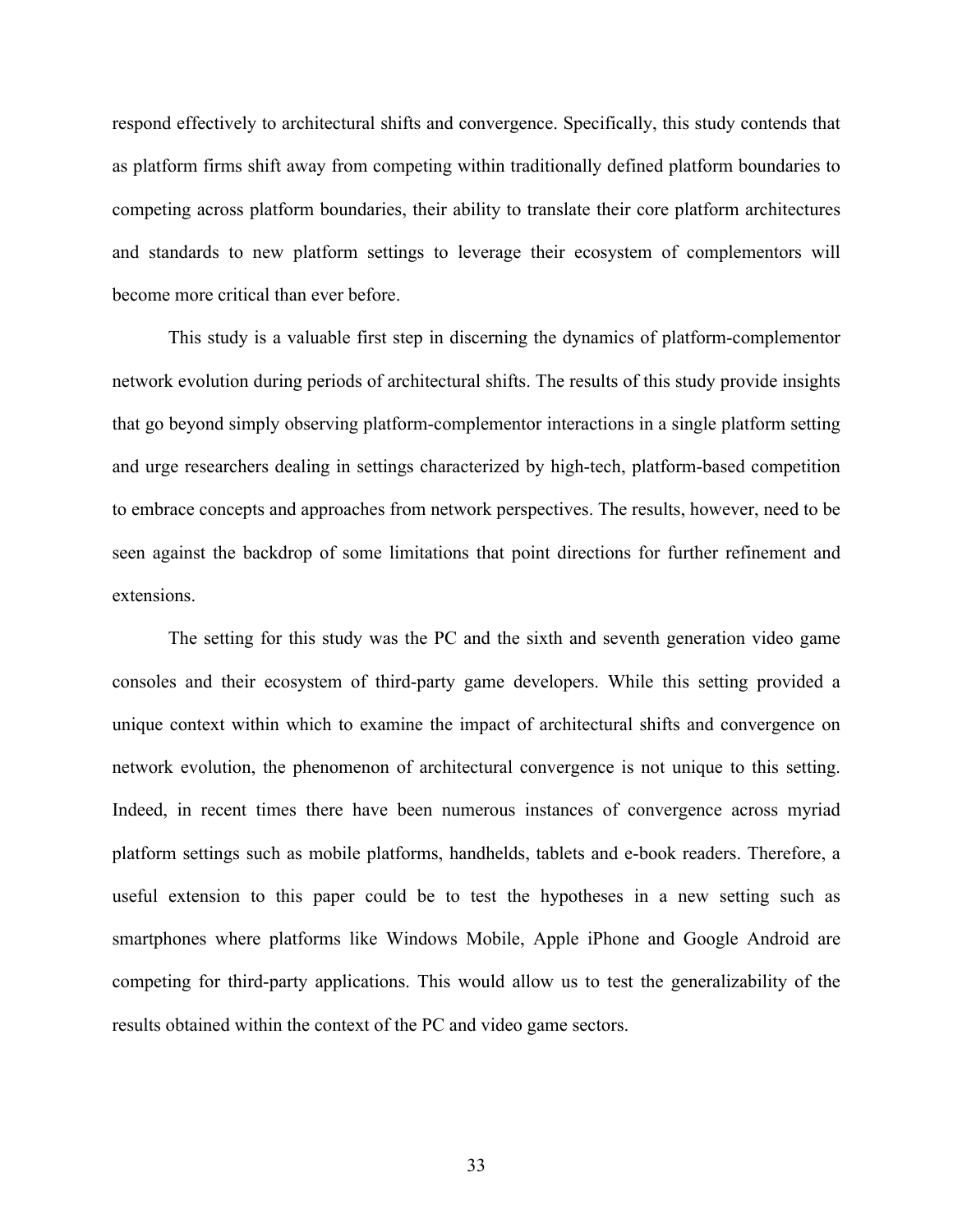respond effectively to architectural shifts and convergence. Specifically, this study contends that as platform firms shift away from competing within traditionally defined platform boundaries to competing across platform boundaries, their ability to translate their core platform architectures and standards to new platform settings to leverage their ecosystem of complementors will become more critical than ever before.

This study is a valuable first step in discerning the dynamics of platform-complementor network evolution during periods of architectural shifts. The results of this study provide insights that go beyond simply observing platform-complementor interactions in a single platform setting and urge researchers dealing in settings characterized by high-tech, platform-based competition to embrace concepts and approaches from network perspectives. The results, however, need to be seen against the backdrop of some limitations that point directions for further refinement and extensions.

The setting for this study was the PC and the sixth and seventh generation video game consoles and their ecosystem of third-party game developers. While this setting provided a unique context within which to examine the impact of architectural shifts and convergence on network evolution, the phenomenon of architectural convergence is not unique to this setting. Indeed, in recent times there have been numerous instances of convergence across myriad platform settings such as mobile platforms, handhelds, tablets and e-book readers. Therefore, a useful extension to this paper could be to test the hypotheses in a new setting such as smartphones where platforms like Windows Mobile, Apple iPhone and Google Android are competing for third-party applications. This would allow us to test the generalizability of the results obtained within the context of the PC and video game sectors.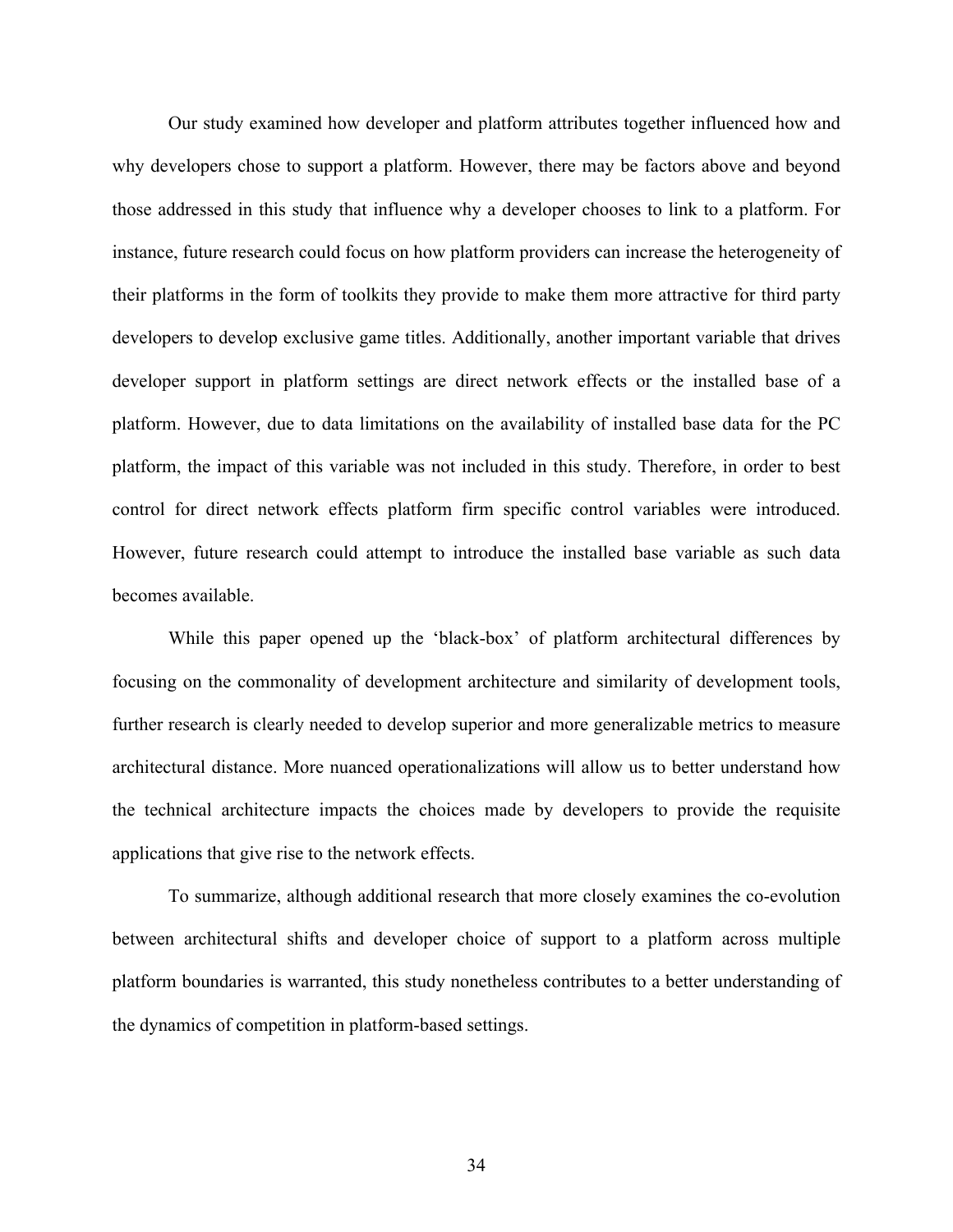Our study examined how developer and platform attributes together influenced how and why developers chose to support a platform. However, there may be factors above and beyond those addressed in this study that influence why a developer chooses to link to a platform. For instance, future research could focus on how platform providers can increase the heterogeneity of their platforms in the form of toolkits they provide to make them more attractive for third party developers to develop exclusive game titles. Additionally, another important variable that drives developer support in platform settings are direct network effects or the installed base of a platform. However, due to data limitations on the availability of installed base data for the PC platform, the impact of this variable was not included in this study. Therefore, in order to best control for direct network effects platform firm specific control variables were introduced. However, future research could attempt to introduce the installed base variable as such data becomes available.

While this paper opened up the 'black-box' of platform architectural differences by focusing on the commonality of development architecture and similarity of development tools, further research is clearly needed to develop superior and more generalizable metrics to measure architectural distance. More nuanced operationalizations will allow us to better understand how the technical architecture impacts the choices made by developers to provide the requisite applications that give rise to the network effects.

To summarize, although additional research that more closely examines the co-evolution between architectural shifts and developer choice of support to a platform across multiple platform boundaries is warranted, this study nonetheless contributes to a better understanding of the dynamics of competition in platform-based settings.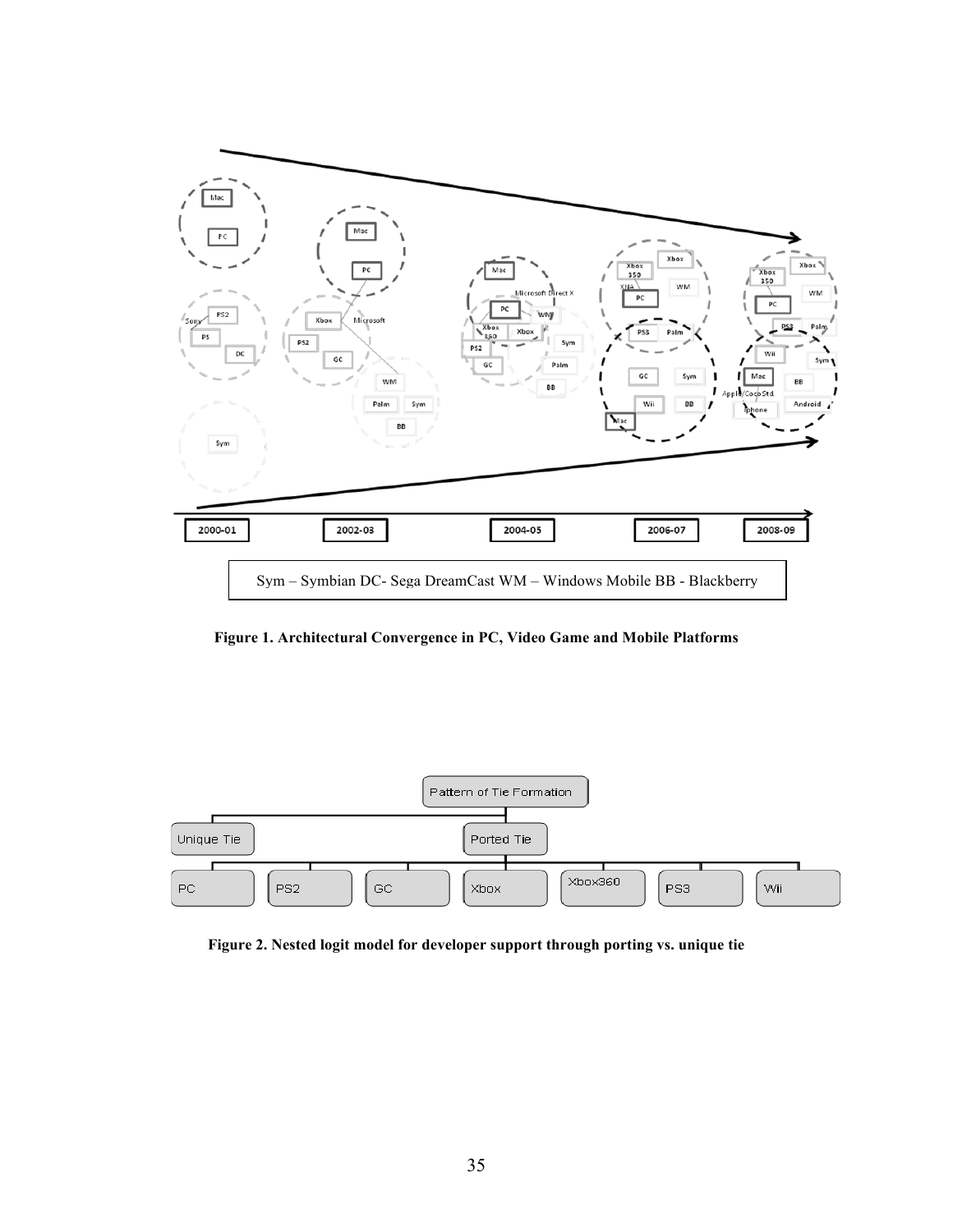Sym – Symbian DC- Sega DreamCast WM – Windows Mobile BB - Blackberry

**Figure 1. Architectural Convergence in PC, Video Game and Mobile Platforms**

**Figure 2. Nested logit model for developer support through porting vs. unique tie**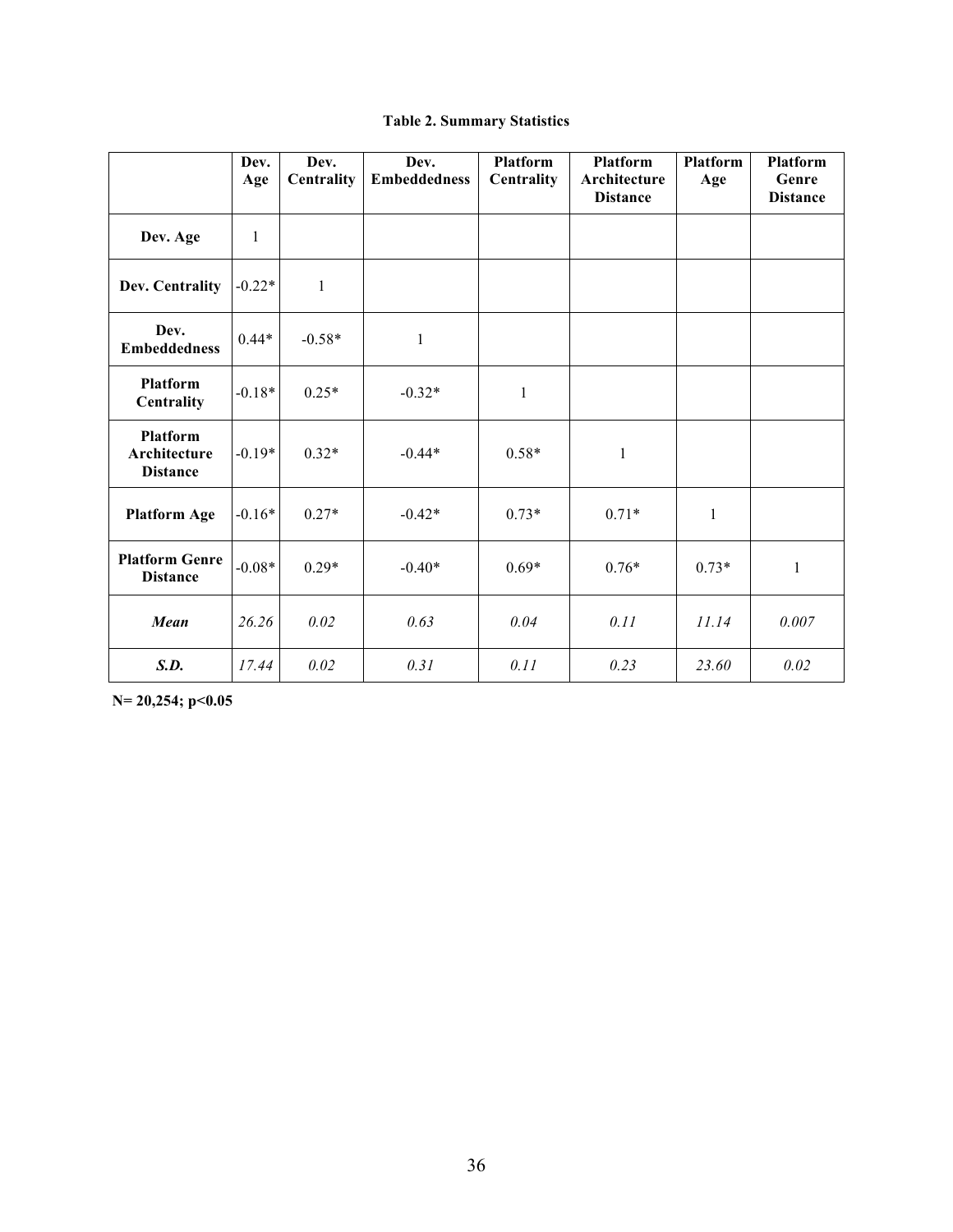**Table 2. Summary Statistics**

| | Dev. Age | Dev. Centrality | Dev. Embeddedness | Platform Centrality | Platform Architecture Distance | Platform Age | Platform Genre Distance |
|---|---|---|---|---|---|---|---|
| **Dev. Age** | 1 | | | | | | |
| **Dev. Centrality** | -0.22* | 1 | | | | | |
| **Dev. Embeddedness** | 0.44* | -0.58* | 1 | | | | |
| **Platform Centrality** | -0.18* | 0.25* | -0.32* | 1 | | | |
| **Platform Architecture Distance** | -0.19* | 0.32* | -0.44* | 0.58* | 1 | | |
| **Platform Age** | -0.16* | 0.27* | -0.42* | 0.73* | 0.71* | 1 | |
| **Platform Genre Distance** | -0.08* | 0.29* | -0.40* | 0.69* | 0.76* | 0.73* | 1 |
| ***Mean*** | *26.26* | *0.02* | *0.63* | *0.04* | *0.11* | *11.14* | *0.007* |
| ***S.D.*** | *17.44* | *0.02* | *0.31* | *0.11* | *0.23* | *23.60* | *0.02* |

**N= 20,254; p<0.05**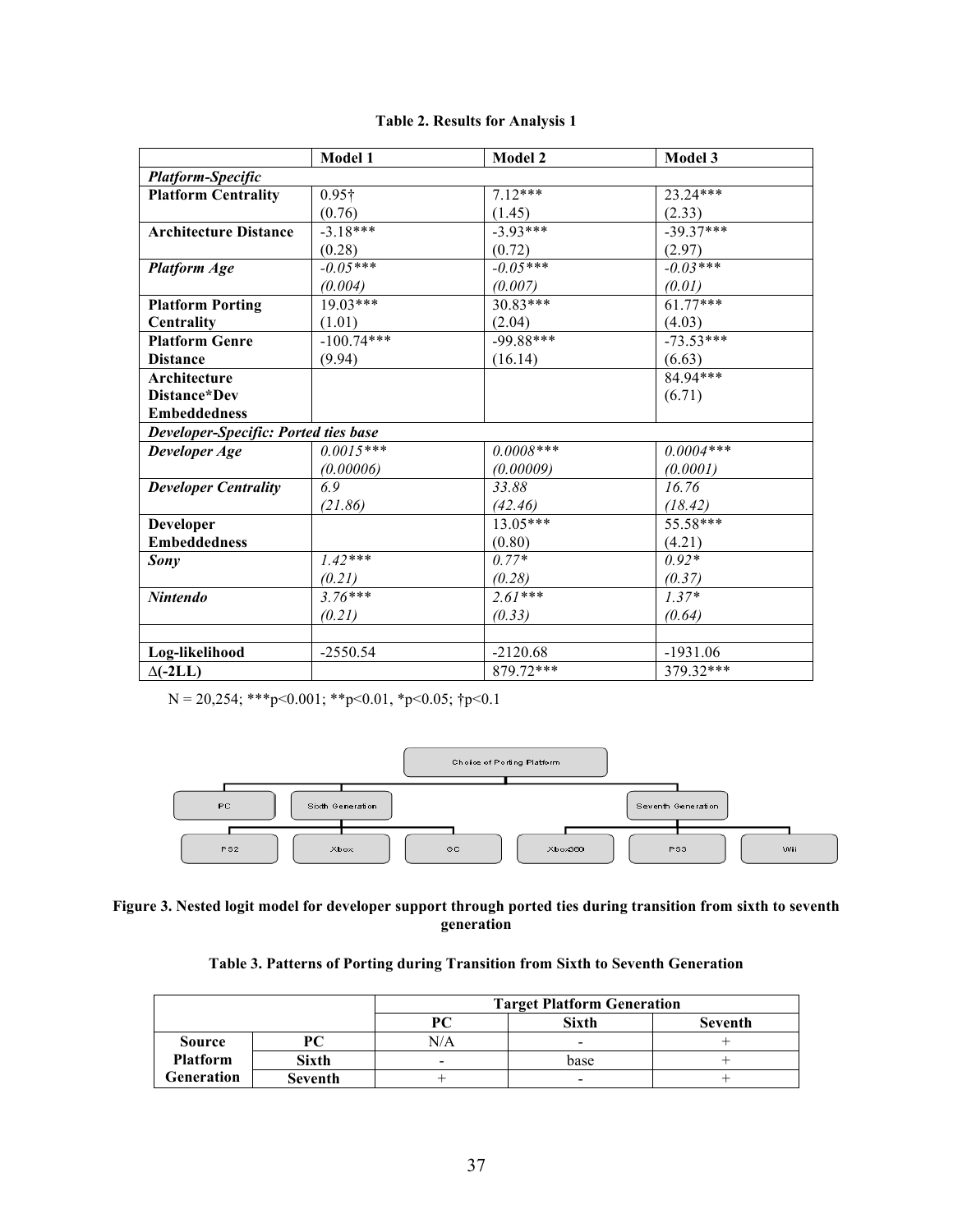**Table 2. Results for Analysis 1**

| | Model 1 | Model 2 | Model 3 |
|---|---|---|---|
| ***Platform-Specific*** | | | |
| **Platform Centrality** | 0.95† | 7.12*** | 23.24*** |
| | (0.76) | (1.45) | (2.33) |
| **Architecture Distance** | -3.18*** | -3.93*** | -39.37*** |
| | (0.28) | (0.72) | (2.97) |
| ***Platform Age*** | *-0.05**** | *-0.05**** | *-0.03**** |
| | *(0.004)* | *(0.007)* | *(0.01)* |
| **Platform Porting Centrality** | 19.03*** | 30.83*** | 61.77*** |
| | (1.01) | (2.04) | (4.03) |
| **Platform Genre Distance** | -100.74*** | -99.88*** | -73.53*** |
| | (9.94) | (16.14) | (6.63) |
| **Architecture Distance*Dev Embeddedness** | | | 84.94*** |
| | | | (6.71) |
| ***Developer-Specific: Ported ties base*** | | | |
| ***Developer Age*** | *0.0015**** | *0.0008**** | *0.0004**** |
| | *(0.00006)* | *(0.00009)* | *(0.0001)* |
| ***Developer Centrality*** | *6.9* | *33.88* | *16.76* |
| | *(21.86)* | *(42.46)* | *(18.42)* |
| **Developer Embeddedness** | | 13.05*** | 55.58*** |
| | | (0.80) | (4.21) |
| ***Sony*** | *1.42**** | *0.77** | *0.92** |
| | *(0.21)* | *(0.28)* | *(0.37)* |
| ***Nintendo*** | *3.76**** | *2.61**** | *1.37** |
| | *(0.21)* | *(0.33)* | *(0.64)* |
| | | | |
| **Log-likelihood** | -2550.54 | -2120.68 | -1931.06 |
| **Δ(-2LL)** | | 879.72*** | 379.32*** |

N = 20,254; ***p<0.001; **p<0.01, *p<0.05; †p<0.1

**Figure 3. Nested logit model for developer support through ported ties during transition from sixth to seventh generation**

**Table 3. Patterns of Porting during Transition from Sixth to Seventh Generation**

| | | Target Platform Generation | | |
|---|---|---|---|---|
| | | **PC** | **Sixth** | **Seventh** |
| **Source Platform Generation** | **PC** | N/A | - | + |
| | **Sixth** | - | base | + |
| | **Seventh** | + | - | + |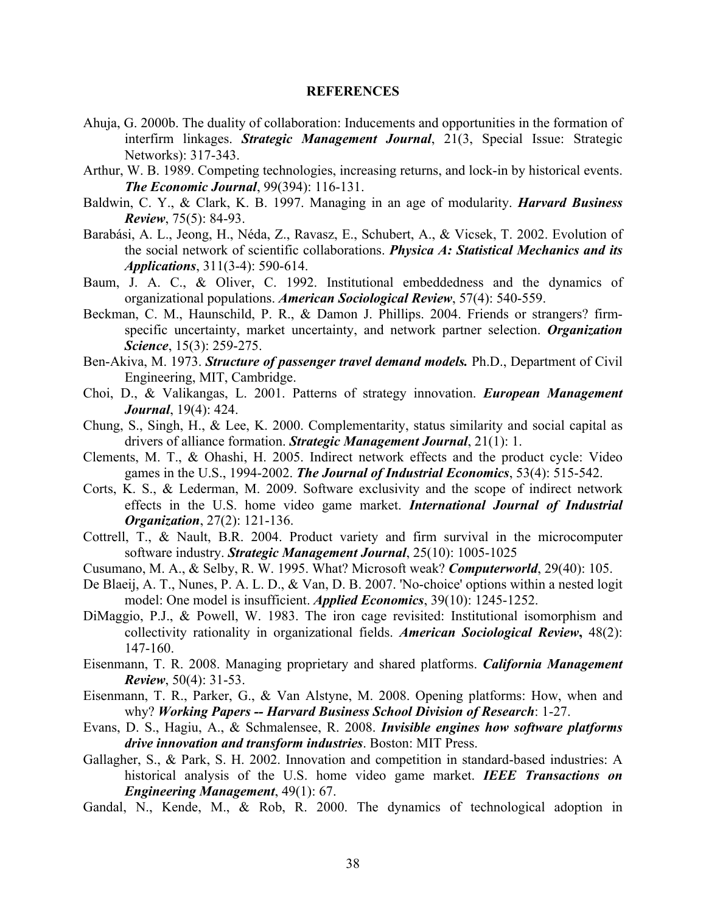## REFERENCES

Ahuja, G. 2000b. The duality of collaboration: Inducements and opportunities in the formation of interfirm linkages. ***Strategic Management Journal***, 21(3, Special Issue: Strategic Networks): 317-343.

Arthur, W. B. 1989. Competing technologies, increasing returns, and lock-in by historical events. ***The Economic Journal***, 99(394): 116-131.

Baldwin, C. Y., & Clark, K. B. 1997. Managing in an age of modularity. ***Harvard Business Review***, 75(5): 84-93.

Barabási, A. L., Jeong, H., Néda, Z., Ravasz, E., Schubert, A., & Vicsek, T. 2002. Evolution of the social network of scientific collaborations. ***Physica A: Statistical Mechanics and its Applications***, 311(3-4): 590-614.

Baum, J. A. C., & Oliver, C. 1992. Institutional embeddedness and the dynamics of organizational populations. ***American Sociological Review***, 57(4): 540-559.

Beckman, C. M., Haunschild, P. R., & Damon J. Phillips. 2004. Friends or strangers? firm-specific uncertainty, market uncertainty, and network partner selection. ***Organization Science***, 15(3): 259-275.

Ben-Akiva, M. 1973. ***Structure of passenger travel demand models.*** Ph.D., Department of Civil Engineering, MIT, Cambridge.

Choi, D., & Valikangas, L. 2001. Patterns of strategy innovation. ***European Management Journal***, 19(4): 424.

Chung, S., Singh, H., & Lee, K. 2000. Complementarity, status similarity and social capital as drivers of alliance formation. ***Strategic Management Journal***, 21(1): 1.

Clements, M. T., & Ohashi, H. 2005. Indirect network effects and the product cycle: Video games in the U.S., 1994-2002. ***The Journal of Industrial Economics***, 53(4): 515-542.

Corts, K. S., & Lederman, M. 2009. Software exclusivity and the scope of indirect network effects in the U.S. home video game market. ***International Journal of Industrial Organization***, 27(2): 121-136.

Cottrell, T., & Nault, B.R. 2004. Product variety and firm survival in the microcomputer software industry. ***Strategic Management Journal***, 25(10): 1005-1025

Cusumano, M. A., & Selby, R. W. 1995. What? Microsoft weak? ***Computerworld***, 29(40): 105.

De Blaeij, A. T., Nunes, P. A. L. D., & Van, D. B. 2007. 'No-choice' options within a nested logit model: One model is insufficient. ***Applied Economics***, 39(10): 1245-1252.

DiMaggio, P.J., & Powell, W. 1983. The iron cage revisited: Institutional isomorphism and collectivity rationality in organizational fields. ***American Sociological Review*****,** 48(2): 147-160.

Eisenmann, T. R. 2008. Managing proprietary and shared platforms. ***California Management Review***, 50(4): 31-53.

Eisenmann, T. R., Parker, G., & Van Alstyne, M. 2008. Opening platforms: How, when and why? ***Working Papers -- Harvard Business School Division of Research***: 1-27.

Evans, D. S., Hagiu, A., & Schmalensee, R. 2008. ***Invisible engines how software platforms drive innovation and transform industries***. Boston: MIT Press.

Gallagher, S., & Park, S. H. 2002. Innovation and competition in standard-based industries: A historical analysis of the U.S. home video game market. ***IEEE Transactions on Engineering Management***, 49(1): 67.

Gandal, N., Kende, M., & Rob, R. 2000. The dynamics of technological adoption in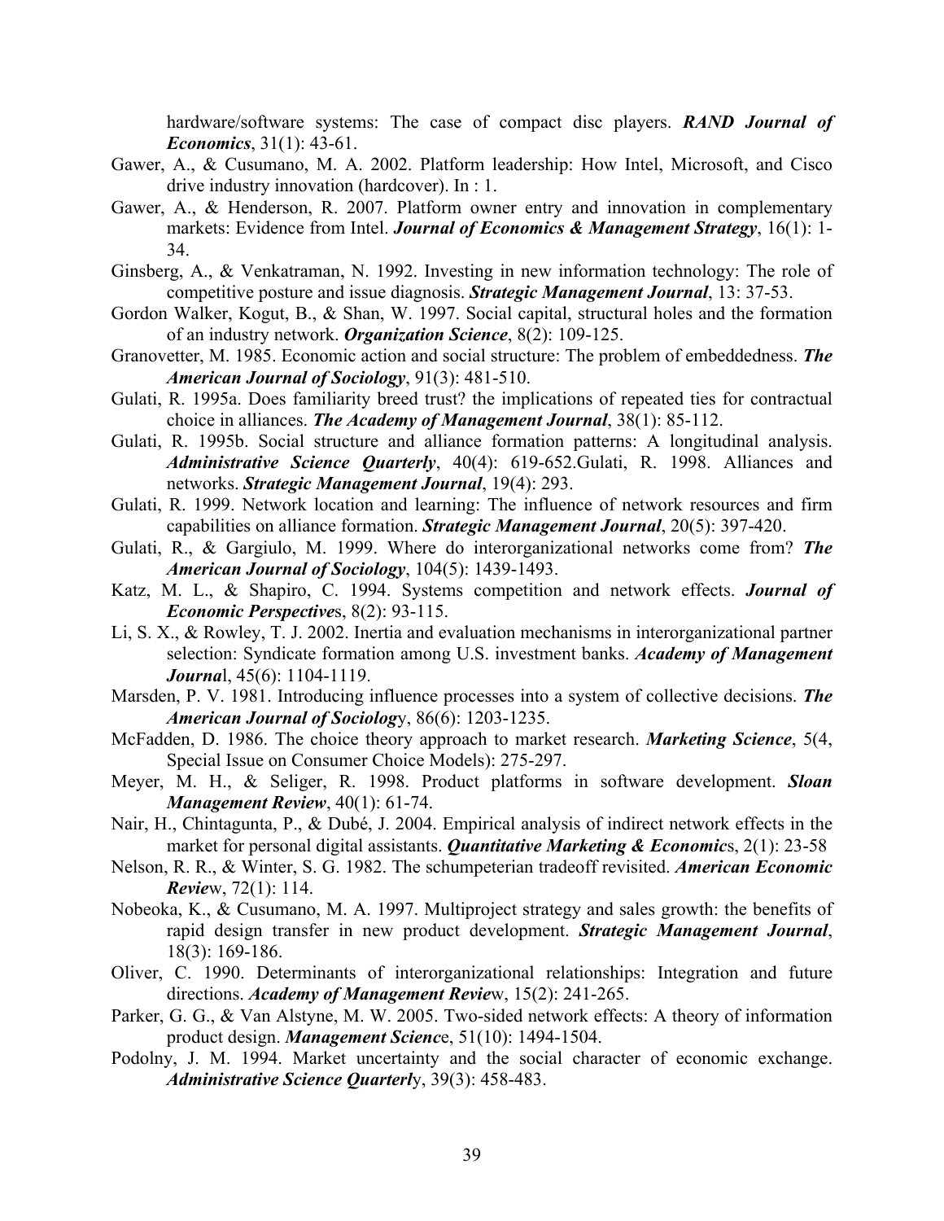hardware/software systems: The case of compact disc players. ***RAND Journal of Economics***, 31(1): 43-61.

Gawer, A., & Cusumano, M. A. 2002. Platform leadership: How Intel, Microsoft, and Cisco drive industry innovation (hardcover). In : 1.

Gawer, A., & Henderson, R. 2007. Platform owner entry and innovation in complementary markets: Evidence from Intel. ***Journal of Economics & Management Strategy***, 16(1): 1-34.

Ginsberg, A., & Venkatraman, N. 1992. Investing in new information technology: The role of competitive posture and issue diagnosis. ***Strategic Management Journal***, 13: 37-53.

Gordon Walker, Kogut, B., & Shan, W. 1997. Social capital, structural holes and the formation of an industry network. ***Organization Science***, 8(2): 109-125.

Granovetter, M. 1985. Economic action and social structure: The problem of embeddedness. ***The American Journal of Sociology***, 91(3): 481-510.

Gulati, R. 1995a. Does familiarity breed trust? the implications of repeated ties for contractual choice in alliances. ***The Academy of Management Journal***, 38(1): 85-112.

Gulati, R. 1995b. Social structure and alliance formation patterns: A longitudinal analysis. ***Administrative Science Quarterly***, 40(4): 619-652.Gulati, R. 1998. Alliances and networks. ***Strategic Management Journal***, 19(4): 293.

Gulati, R. 1999. Network location and learning: The influence of network resources and firm capabilities on alliance formation. ***Strategic Management Journal***, 20(5): 397-420.

Gulati, R., & Gargiulo, M. 1999. Where do interorganizational networks come from? ***The American Journal of Sociology***, 104(5): 1439-1493.

Katz, M. L., & Shapiro, C. 1994. Systems competition and network effects. ***Journal of Economic Perspective***s, 8(2): 93-115.

Li, S. X., & Rowley, T. J. 2002. Inertia and evaluation mechanisms in interorganizational partner selection: Syndicate formation among U.S. investment banks. ***Academy of Management Journa***l, 45(6): 1104-1119.

Marsden, P. V. 1981. Introducing influence processes into a system of collective decisions. ***The American Journal of Sociolog***y, 86(6): 1203-1235.

McFadden, D. 1986. The choice theory approach to market research. ***Marketing Science***, 5(4, Special Issue on Consumer Choice Models): 275-297.

Meyer, M. H., & Seliger, R. 1998. Product platforms in software development. ***Sloan Management Review***, 40(1): 61-74.

Nair, H., Chintagunta, P., & Dubé, J. 2004. Empirical analysis of indirect network effects in the market for personal digital assistants. ***Quantitative Marketing & Economic***s, 2(1): 23-58

Nelson, R. R., & Winter, S. G. 1982. The schumpeterian tradeoff revisited. ***American Economic Revie***w, 72(1): 114.

Nobeoka, K., & Cusumano, M. A. 1997. Multiproject strategy and sales growth: the benefits of rapid design transfer in new product development. ***Strategic Management Journal***, 18(3): 169-186.

Oliver, C. 1990. Determinants of interorganizational relationships: Integration and future directions. ***Academy of Management Revie***w, 15(2): 241-265.

Parker, G. G., & Van Alstyne, M. W. 2005. Two-sided network effects: A theory of information product design. ***Management Scienc***e, 51(10): 1494-1504.

Podolny, J. M. 1994. Market uncertainty and the social character of economic exchange. ***Administrative Science Quarterl***y, 39(3): 458-483.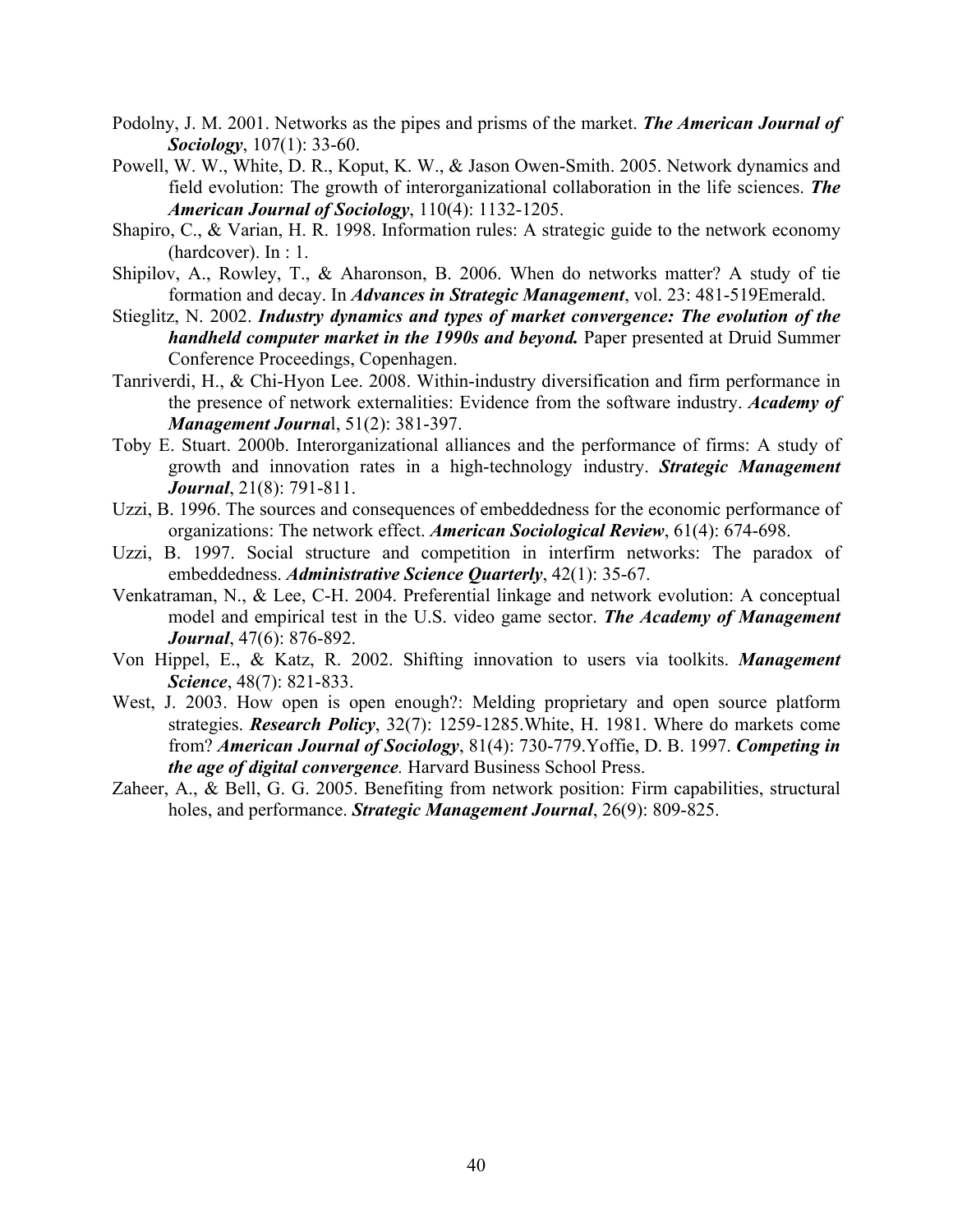Podolny, J. M. 2001. Networks as the pipes and prisms of the market. ***The American Journal of Sociology***, 107(1): 33-60.

Powell, W. W., White, D. R., Koput, K. W., & Jason Owen-Smith. 2005. Network dynamics and field evolution: The growth of interorganizational collaboration in the life sciences. ***The American Journal of Sociology***, 110(4): 1132-1205.

Shapiro, C., & Varian, H. R. 1998. Information rules: A strategic guide to the network economy (hardcover). In : 1.

Shipilov, A., Rowley, T., & Aharonson, B. 2006. When do networks matter? A study of tie formation and decay. In ***Advances in Strategic Management***, vol. 23: 481-519Emerald.

Stieglitz, N. 2002. ***Industry dynamics and types of market convergence: The evolution of the handheld computer market in the 1990s and beyond.*** Paper presented at Druid Summer Conference Proceedings, Copenhagen.

Tanriverdi, H., & Chi-Hyon Lee. 2008. Within-industry diversification and firm performance in the presence of network externalities: Evidence from the software industry. ***Academy of Management Journa***l, 51(2): 381-397.

Toby E. Stuart. 2000b. Interorganizational alliances and the performance of firms: A study of growth and innovation rates in a high-technology industry. ***Strategic Management Journal***, 21(8): 791-811.

Uzzi, B. 1996. The sources and consequences of embeddedness for the economic performance of organizations: The network effect. ***American Sociological Review***, 61(4): 674-698.

Uzzi, B. 1997. Social structure and competition in interfirm networks: The paradox of embeddedness. ***Administrative Science Quarterly***, 42(1): 35-67.

Venkatraman, N., & Lee, C-H. 2004. Preferential linkage and network evolution: A conceptual model and empirical test in the U.S. video game sector. ***The Academy of Management Journal***, 47(6): 876-892.

Von Hippel, E., & Katz, R. 2002. Shifting innovation to users via toolkits. ***Management Science***, 48(7): 821-833.

West, J. 2003. How open is open enough?: Melding proprietary and open source platform strategies. ***Research Policy***, 32(7): 1259-1285.White, H. 1981. Where do markets come from? ***American Journal of Sociology***, 81(4): 730-779.Yoffie, D. B. 1997. ***Competing in the age of digital convergence***. Harvard Business School Press.

Zaheer, A., & Bell, G. G. 2005. Benefiting from network position: Firm capabilities, structural holes, and performance. ***Strategic Management Journal***, 26(9): 809-825.